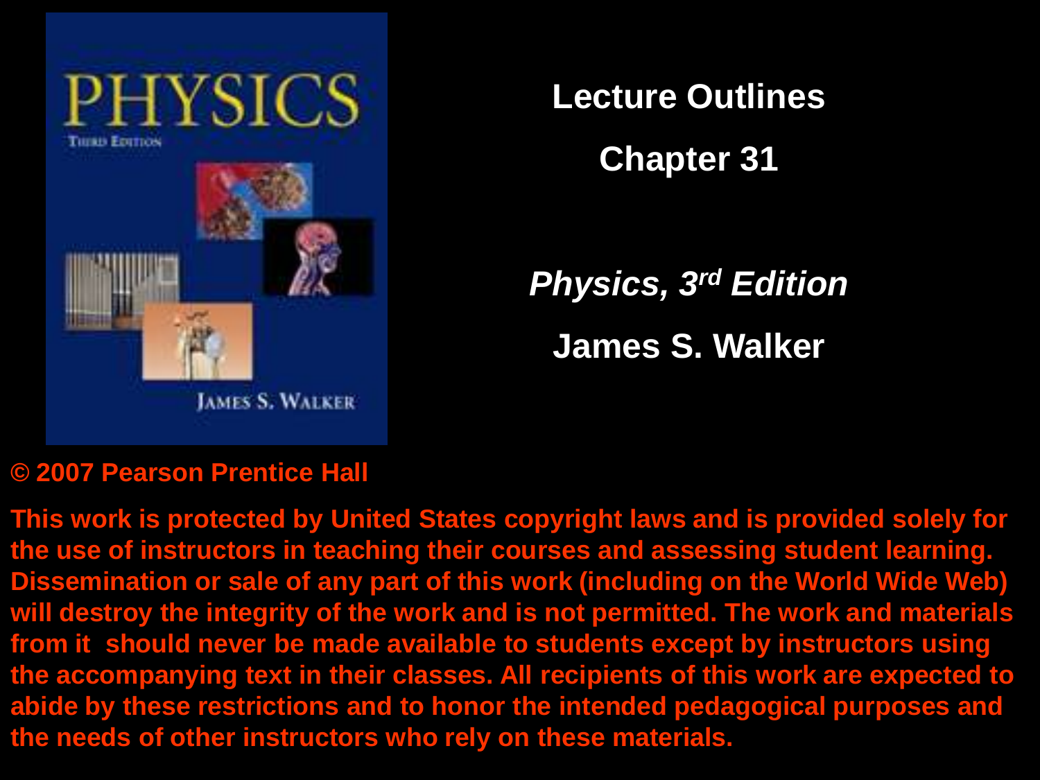# Lecture Outlines

## Chapter 31

***Physics, 3rd Edition***

**James S. Walker**

**© 2007 Pearson Prentice Hall**

**This work is protected by United States copyright laws and is provided solely for the use of instructors in teaching their courses and assessing student learning. Dissemination or sale of any part of this work (including on the World Wide Web) will destroy the integrity of the work and is not permitted. The work and materials from it should never be made available to students except by instructors using the accompanying text in their classes. All recipients of this work are expected to abide by these restrictions and to honor the intended pedagogical purposes and the needs of other instructors who rely on these materials.**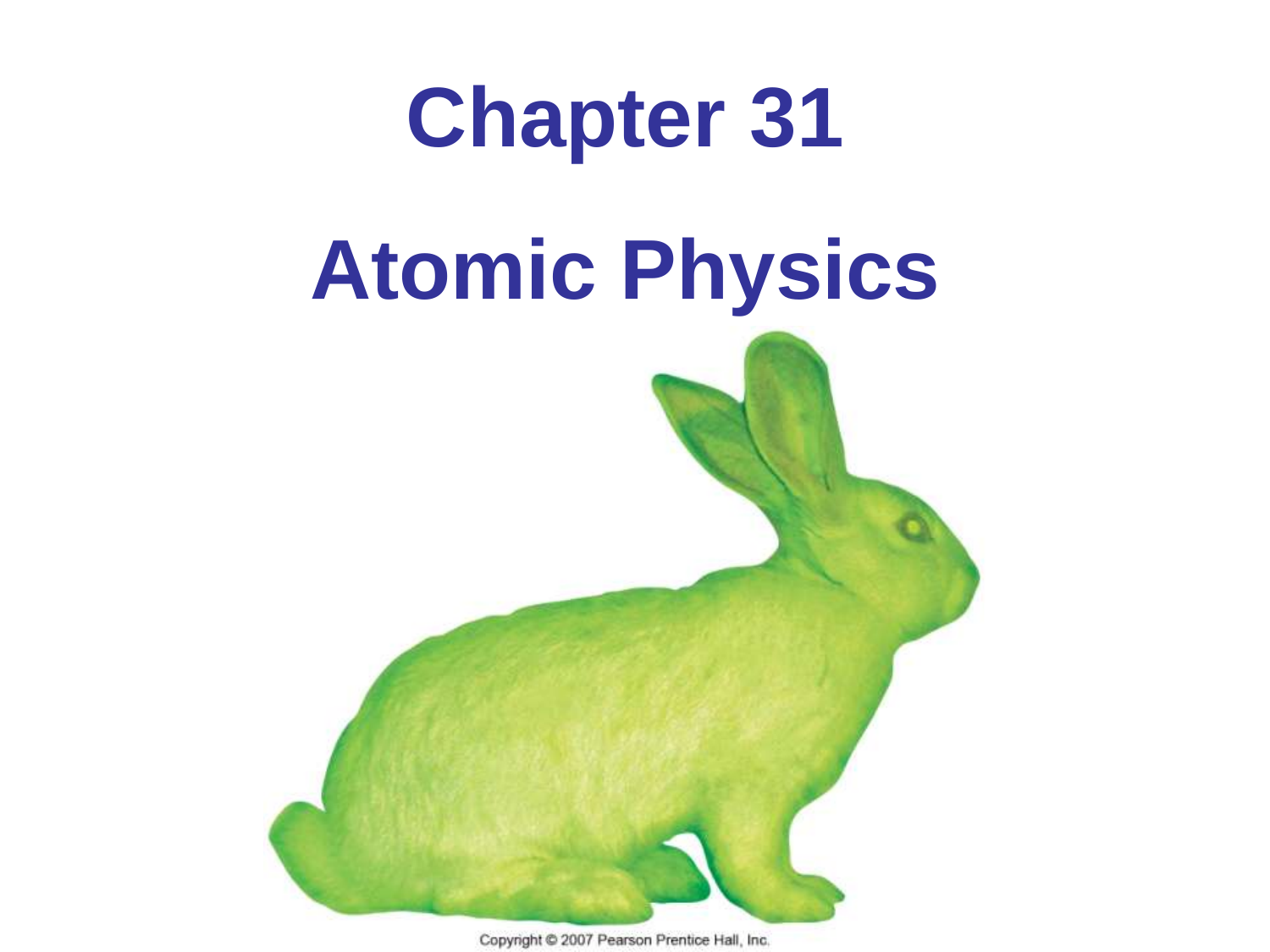# Chapter 31

# Atomic Physics

Copyright © 2007 Pearson Prentice Hall, Inc.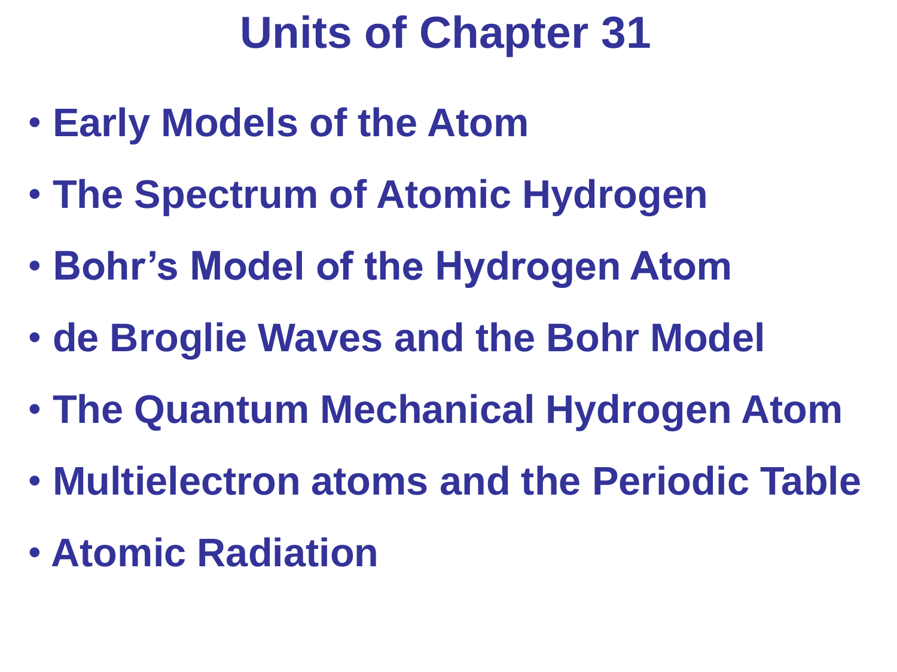# Units of Chapter 31

- Early Models of the Atom
- The Spectrum of Atomic Hydrogen
- Bohr's Model of the Hydrogen Atom
- de Broglie Waves and the Bohr Model
- The Quantum Mechanical Hydrogen Atom
- Multielectron atoms and the Periodic Table
- Atomic Radiation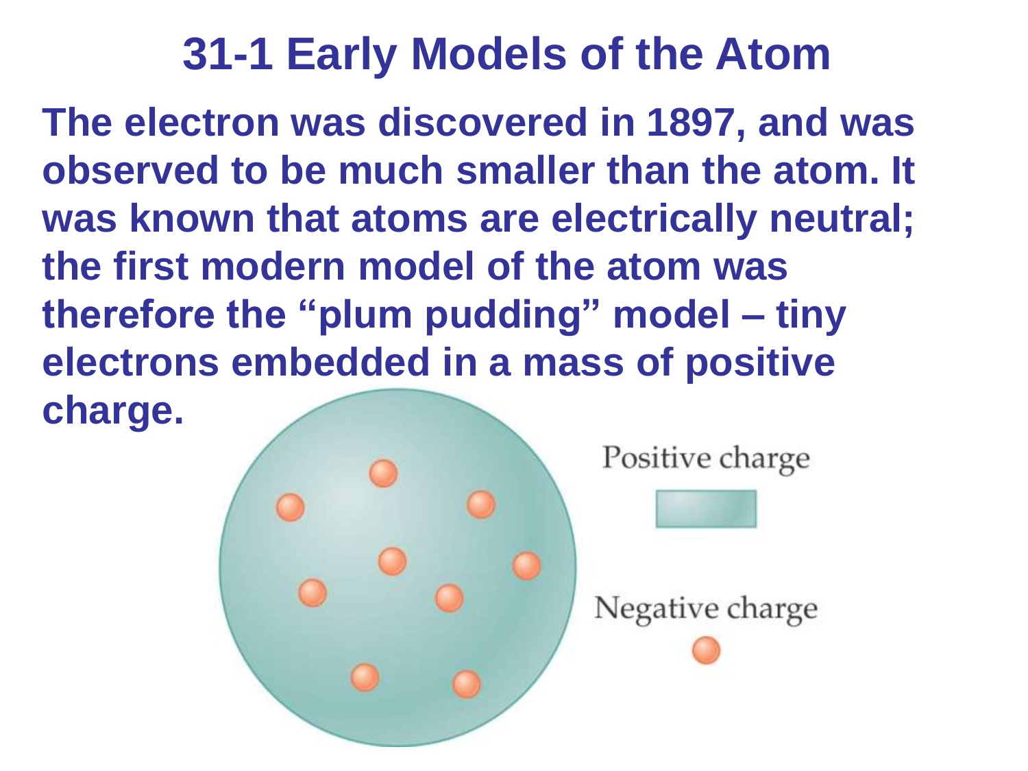# 31-1 Early Models of the Atom

**The electron was discovered in 1897, and was observed to be much smaller than the atom. It was known that atoms are electrically neutral; the first modern model of the atom was therefore the "plum pudding" model – tiny electrons embedded in a mass of positive charge.**

Positive charge

Negative charge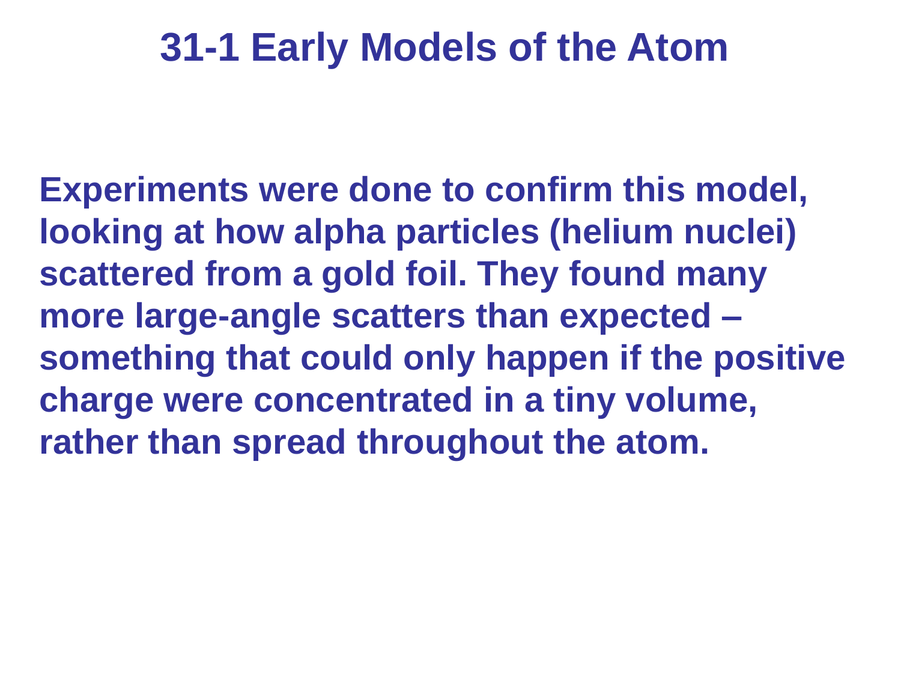# 31-1 Early Models of the Atom

**Experiments were done to confirm this model, looking at how alpha particles (helium nuclei) scattered from a gold foil. They found many more large-angle scatters than expected – something that could only happen if the positive charge were concentrated in a tiny volume, rather than spread throughout the atom.**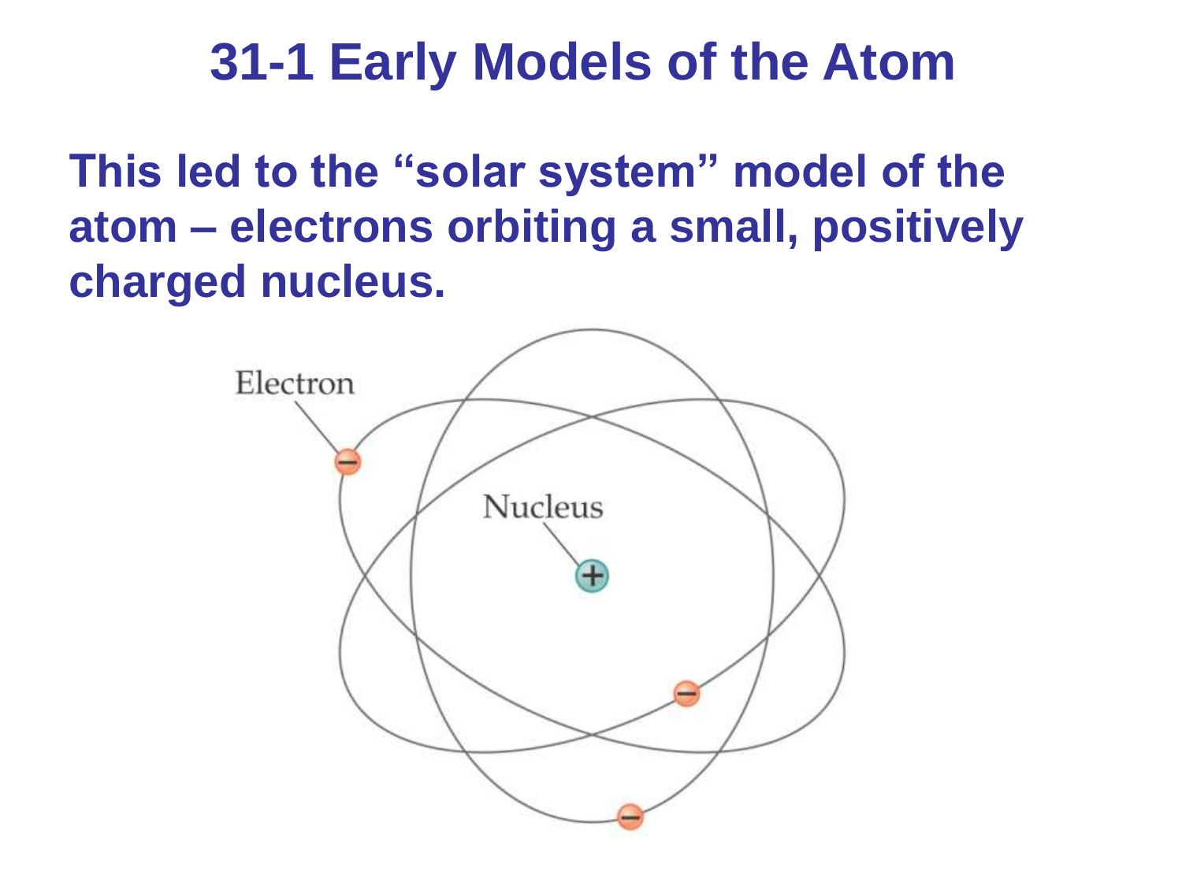# 31-1 Early Models of the Atom

**This led to the "solar system" model of the atom – electrons orbiting a small, positively charged nucleus.**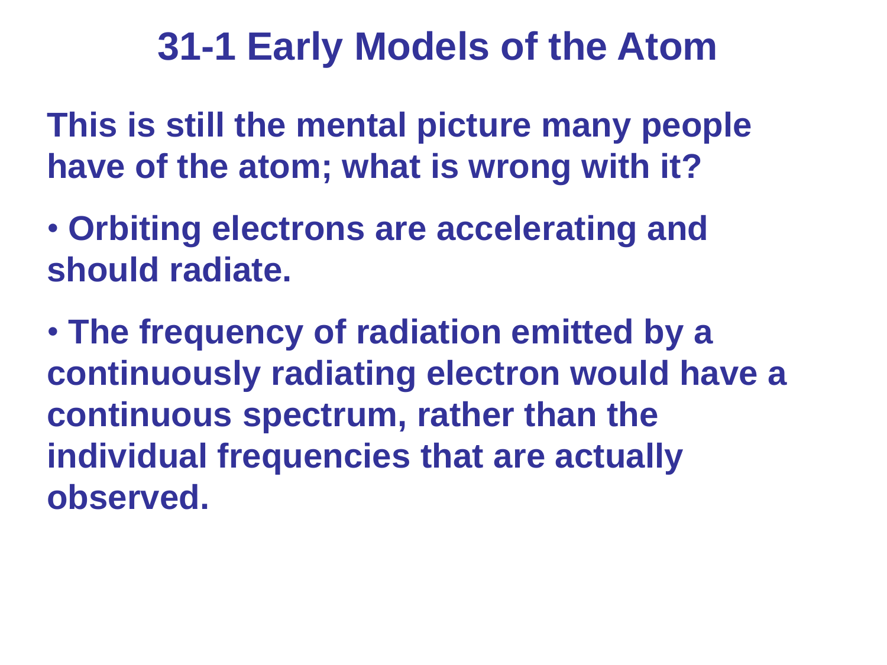# 31-1 Early Models of the Atom

**This is still the mental picture many people have of the atom; what is wrong with it?**

- **Orbiting electrons are accelerating and should radiate.**
- **The frequency of radiation emitted by a continuously radiating electron would have a continuous spectrum, rather than the individual frequencies that are actually observed.**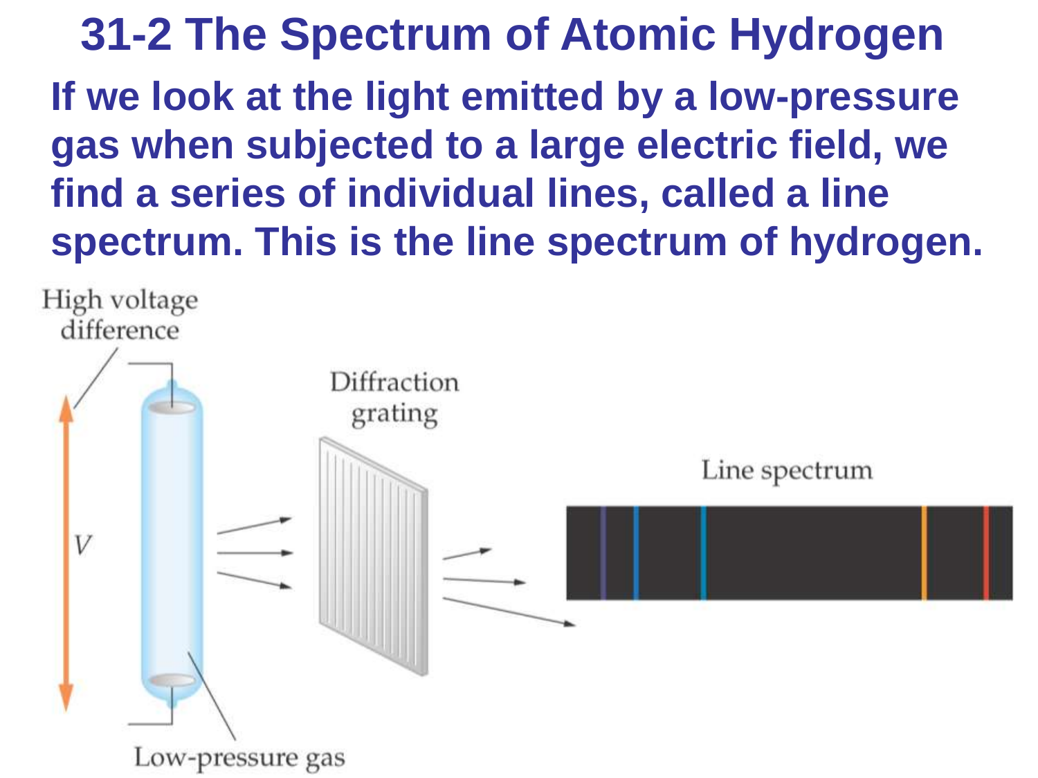# 31-2 The Spectrum of Atomic Hydrogen

**If we look at the light emitted by a low-pressure gas when subjected to a large electric field, we find a series of individual lines, called a line spectrum. This is the line spectrum of hydrogen.**

High voltage difference

$V$

Low-pressure gas

Diffraction grating

Line spectrum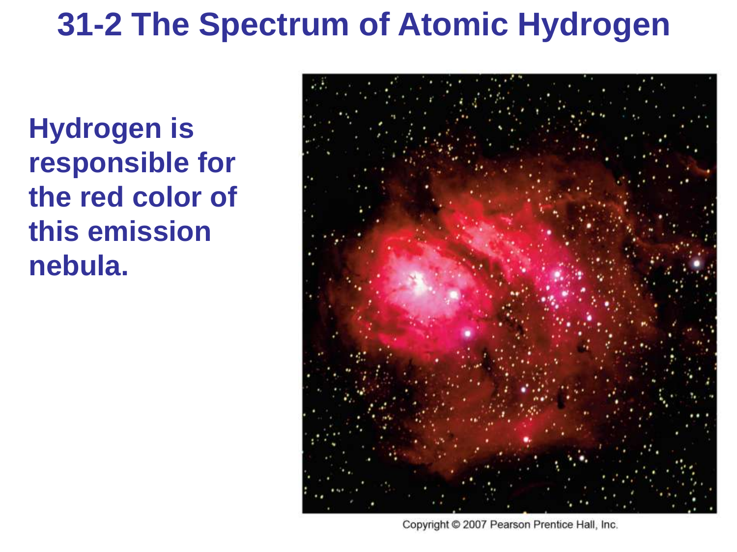# 31-2 The Spectrum of Atomic Hydrogen

**Hydrogen is responsible for the red color of this emission nebula.**

Copyright © 2007 Pearson Prentice Hall, Inc.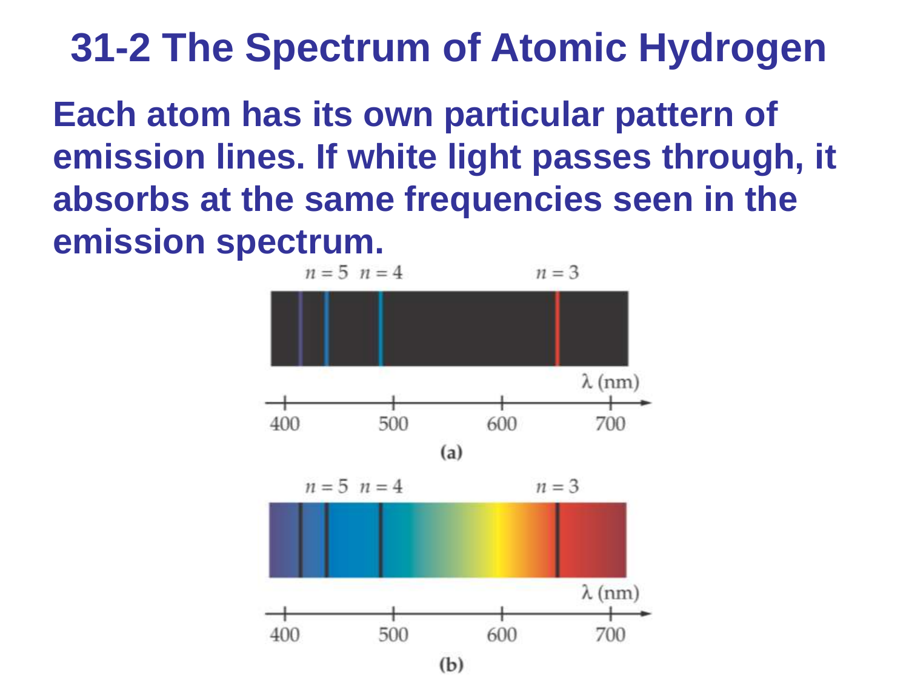# 31-2 The Spectrum of Atomic Hydrogen

**Each atom has its own particular pattern of emission lines. If white light passes through, it absorbs at the same frequencies seen in the emission spectrum.**

$n = 5$ $n = 4$ $n = 3$

$\lambda$ (nm)

400 500 600 700

(a)

$n = 5$ $n = 4$ $n = 3$

$\lambda$ (nm)

400 500 600 700

(b)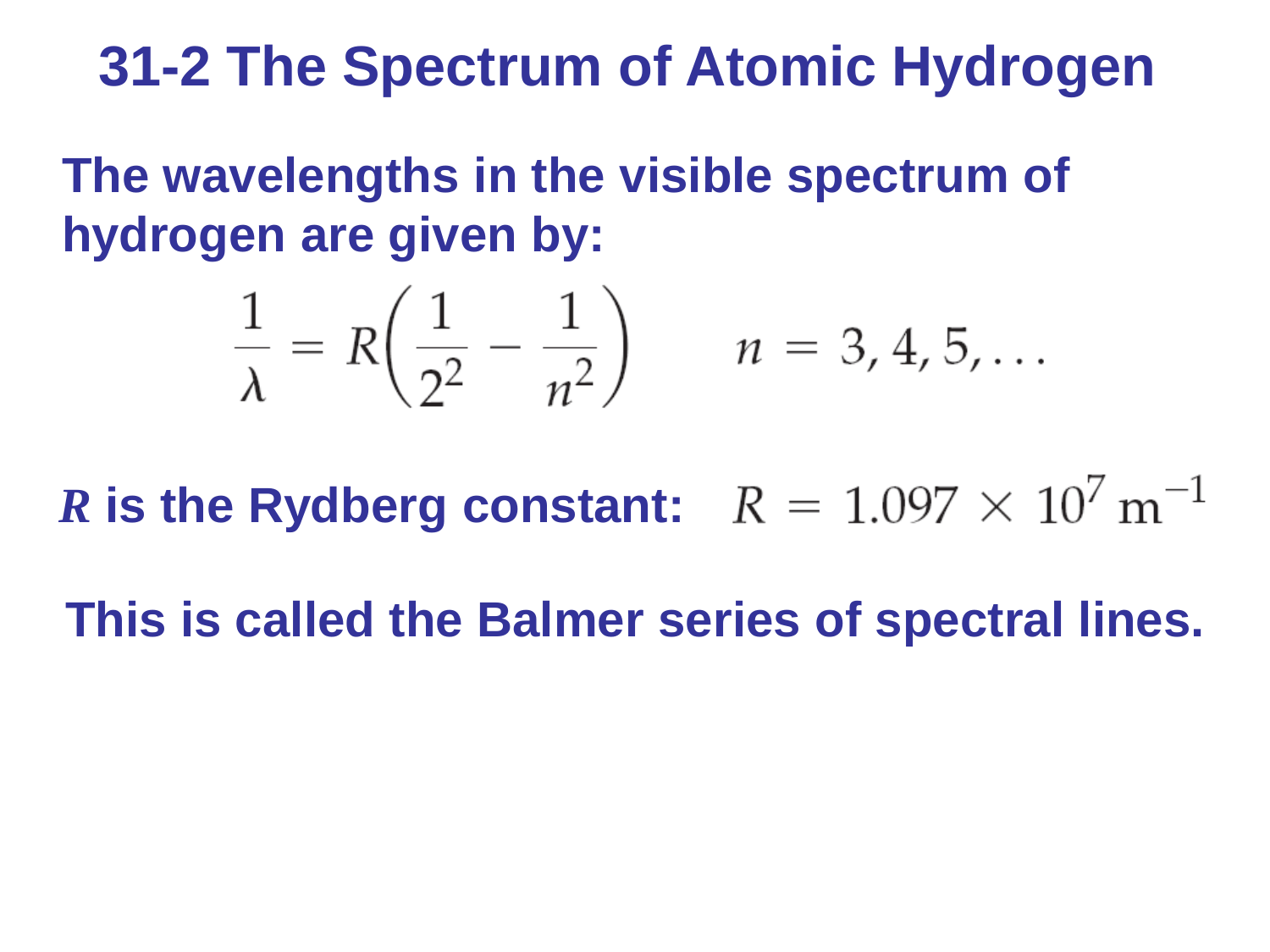# 31-2 The Spectrum of Atomic Hydrogen

**The wavelengths in the visible spectrum of hydrogen are given by:**

$$\frac{1}{\lambda} = R\left(\frac{1}{2^2} - \frac{1}{n^2}\right) \qquad n = 3, 4, 5, \ldots$$

***R*** **is the Rydberg constant:** $R = 1.097 \times 10^7\ \mathrm{m}^{-1}$

**This is called the Balmer series of spectral lines.**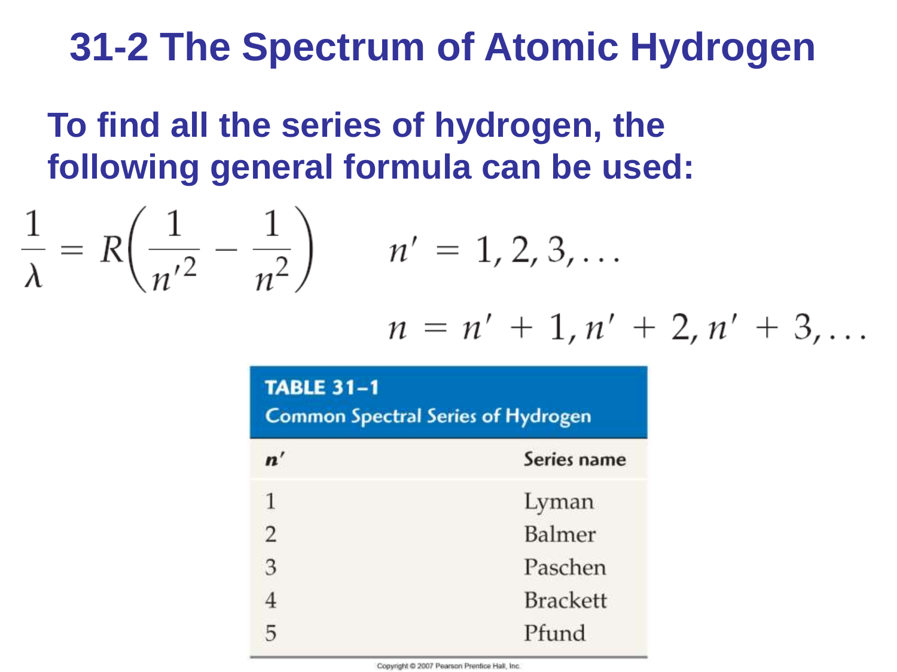# 31-2 The Spectrum of Atomic Hydrogen

**To find all the series of hydrogen, the following general formula can be used:**

$$\frac{1}{\lambda} = R\left(\frac{1}{n'^2} - \frac{1}{n^2}\right) \qquad n' = 1, 2, 3, \ldots$$

$$n = n' + 1, n' + 2, n' + 3, \ldots$$

**TABLE 31–1**
**Common Spectral Series of Hydrogen**

| $n'$ | Series name |
|---|---|
| 1 | Lyman |
| 2 | Balmer |
| 3 | Paschen |
| 4 | Brackett |
| 5 | Pfund |

Copyright © 2007 Pearson Prentice Hall, Inc.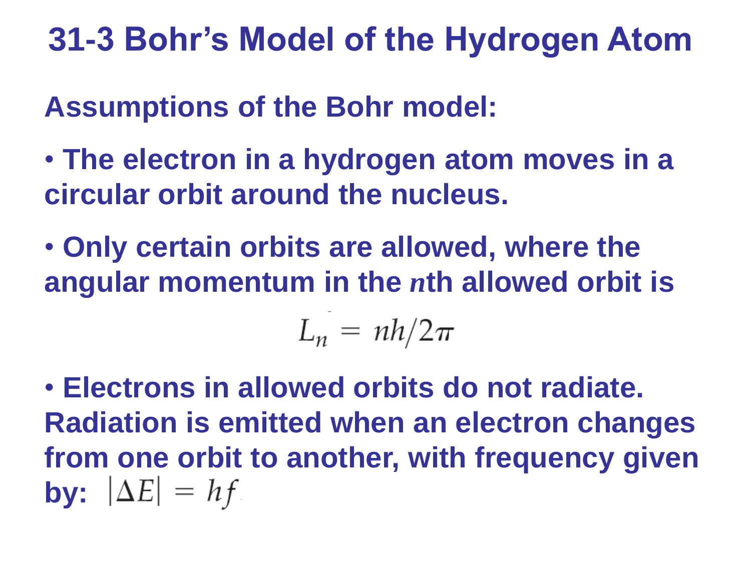# 31-3 Bohr's Model of the Hydrogen Atom

**Assumptions of the Bohr model:**

- **The electron in a hydrogen atom moves in a circular orbit around the nucleus.**
- **Only certain orbits are allowed, where the angular momentum in the *n*th allowed orbit is**

$$L_n = nh/2\pi$$

- **Electrons in allowed orbits do not radiate. Radiation is emitted when an electron changes from one orbit to another, with frequency given by:** $|\Delta E| = hf$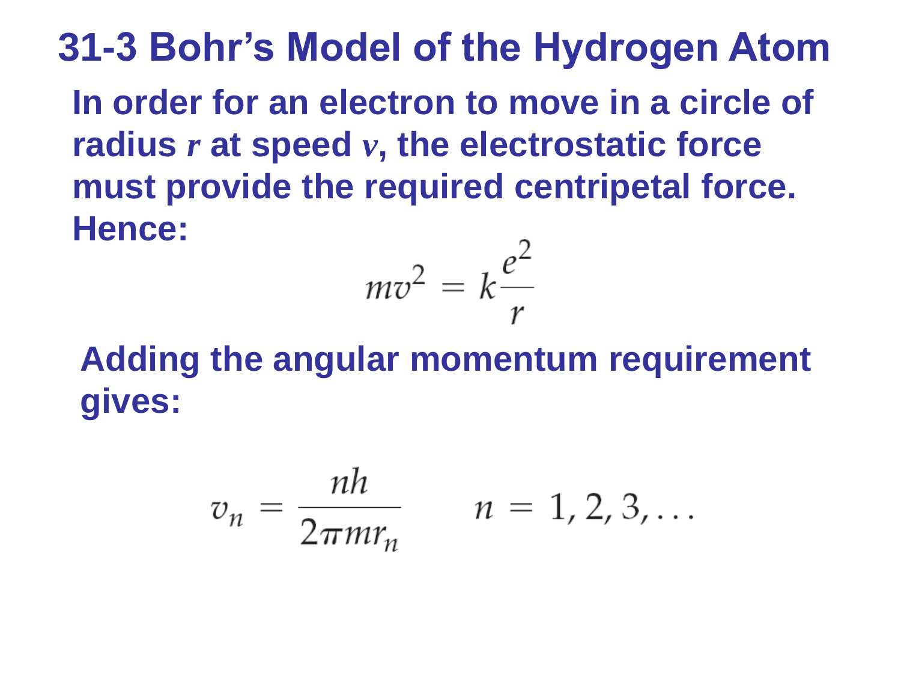# 31-3 Bohr's Model of the Hydrogen Atom

**In order for an electron to move in a circle of radius *r* at speed *v*, the electrostatic force must provide the required centripetal force. Hence:**

$$mv^2 = k\frac{e^2}{r}$$

**Adding the angular momentum requirement gives:**

$$v_n = \frac{nh}{2\pi m r_n} \qquad n = 1, 2, 3, \ldots$$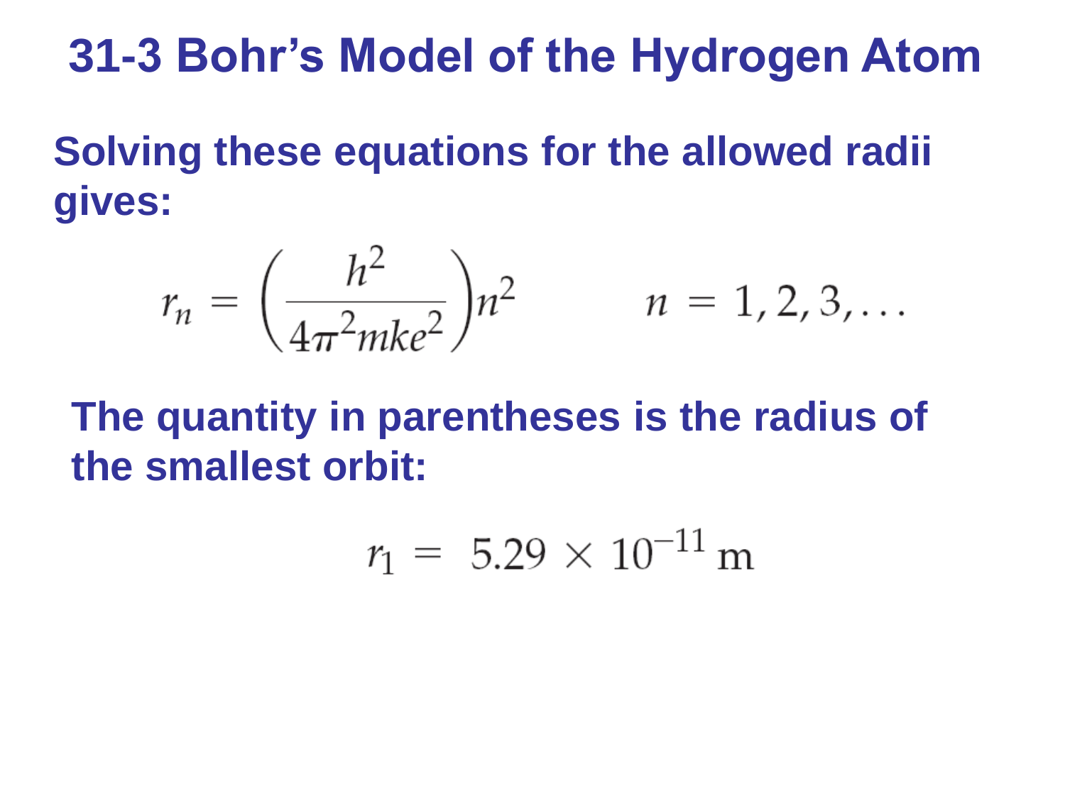# 31-3 Bohr's Model of the Hydrogen Atom

**Solving these equations for the allowed radii gives:**

$$r_n = \left(\frac{h^2}{4\pi^2 mke^2}\right)n^2 \qquad n = 1, 2, 3, \ldots$$

**The quantity in parentheses is the radius of the smallest orbit:**

$$r_1 = 5.29 \times 10^{-11}\,\mathrm{m}$$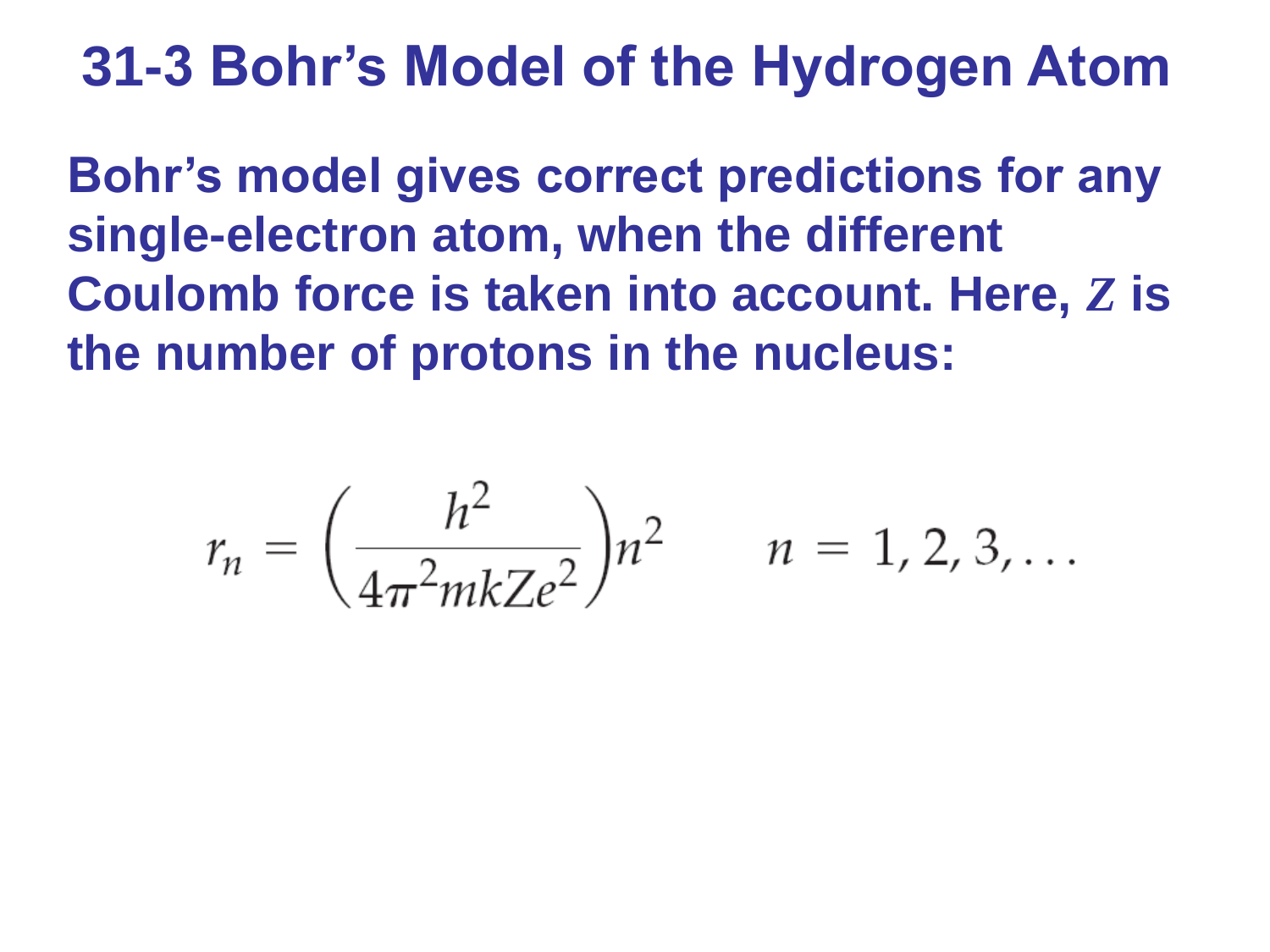# 31-3 Bohr's Model of the Hydrogen Atom

**Bohr's model gives correct predictions for any single-electron atom, when the different Coulomb force is taken into account. Here, $Z$ is the number of protons in the nucleus:**

$$r_n = \left(\frac{h^2}{4\pi^2 mkZe^2}\right)n^2 \qquad n = 1, 2, 3, \ldots$$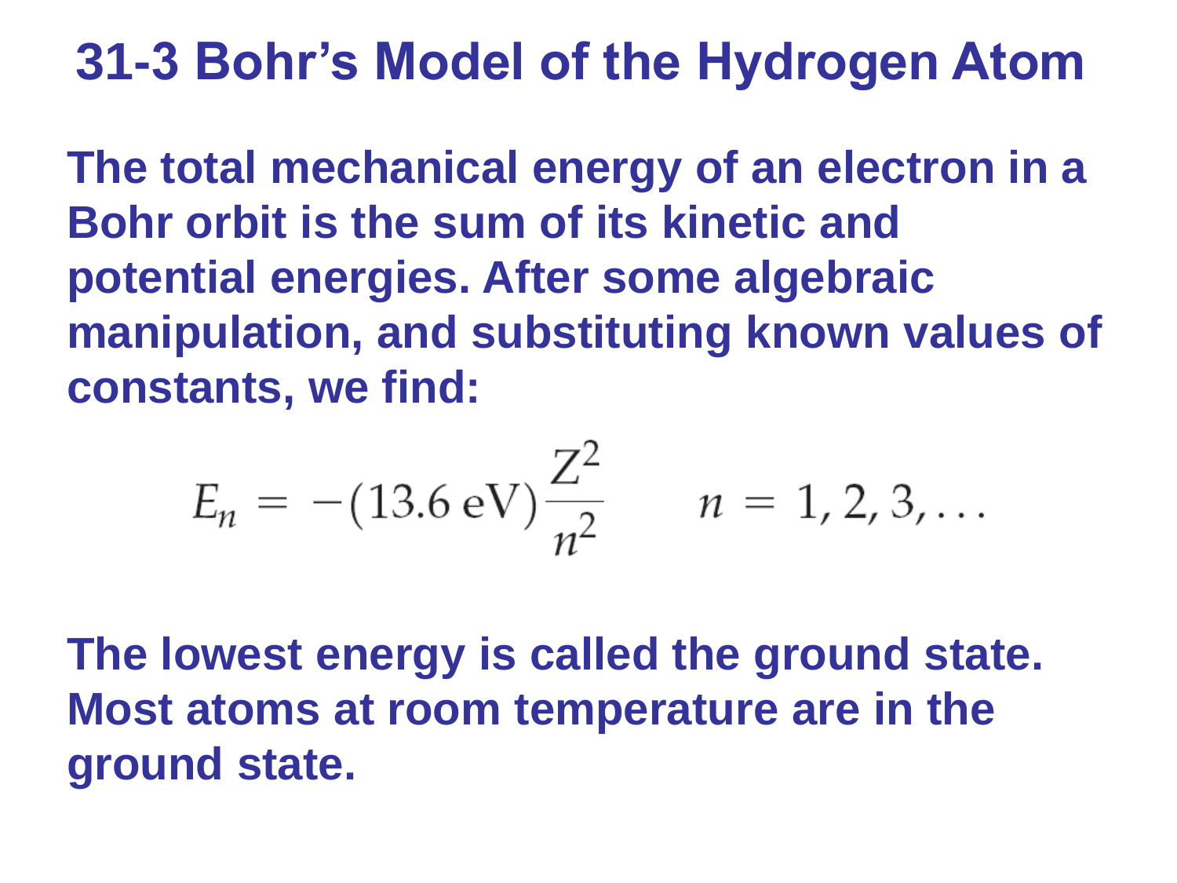# 31-3 Bohr's Model of the Hydrogen Atom

**The total mechanical energy of an electron in a Bohr orbit is the sum of its kinetic and potential energies. After some algebraic manipulation, and substituting known values of constants, we find:**

$$E_n = -(13.6\,\text{eV})\frac{Z^2}{n^2} \qquad n = 1, 2, 3, \ldots$$

**The lowest energy is called the ground state. Most atoms at room temperature are in the ground state.**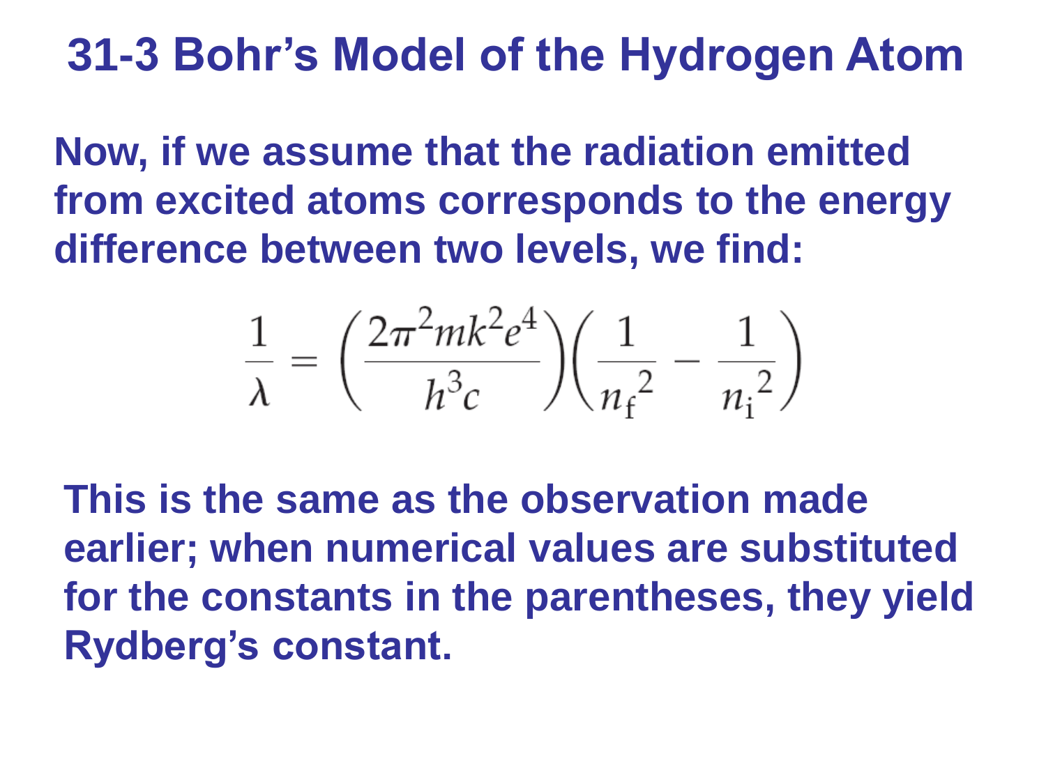# 31-3 Bohr's Model of the Hydrogen Atom

Now, if we assume that the radiation emitted from excited atoms corresponds to the energy difference between two levels, we find:

$$\frac{1}{\lambda} = \left(\frac{2\pi^2 mk^2 e^4}{h^3 c}\right)\left(\frac{1}{{n_f}^2} - \frac{1}{{n_i}^2}\right)$$

This is the same as the observation made earlier; when numerical values are substituted for the constants in the parentheses, they yield Rydberg's constant.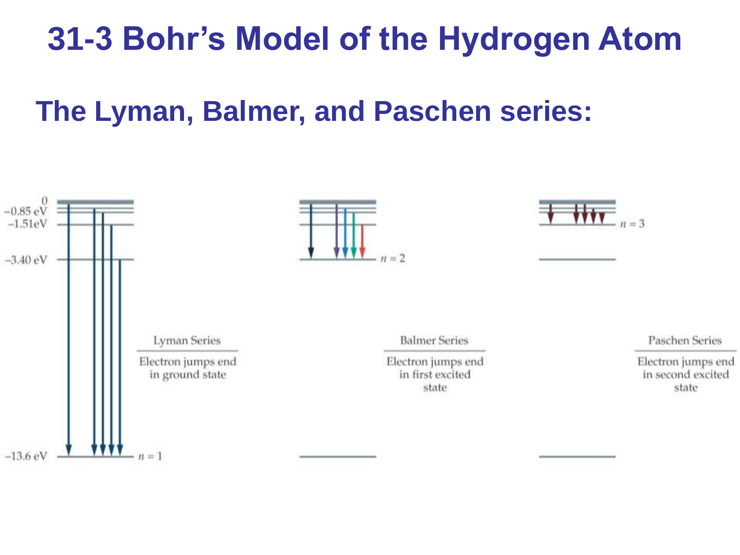# 31-3 Bohr's Model of the Hydrogen Atom

## The Lyman, Balmer, and Paschen series:

0

−0.85 eV

−1.51eV

−3.40 eV

−13.6 eV

$n = 1$

$n = 2$

$n = 3$

**Lyman Series**

Electron jumps end in ground state

**Balmer Series**

Electron jumps end in first excited state

**Paschen Series**

Electron jumps end in second excited state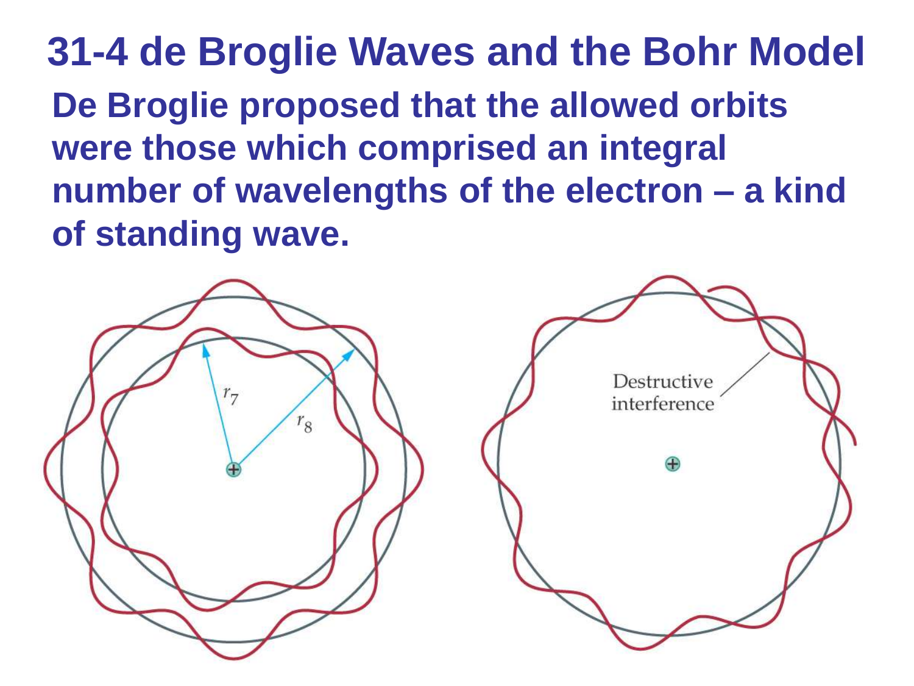# 31-4 de Broglie Waves and the Bohr Model

**De Broglie proposed that the allowed orbits were those which comprised an integral number of wavelengths of the electron – a kind of standing wave.**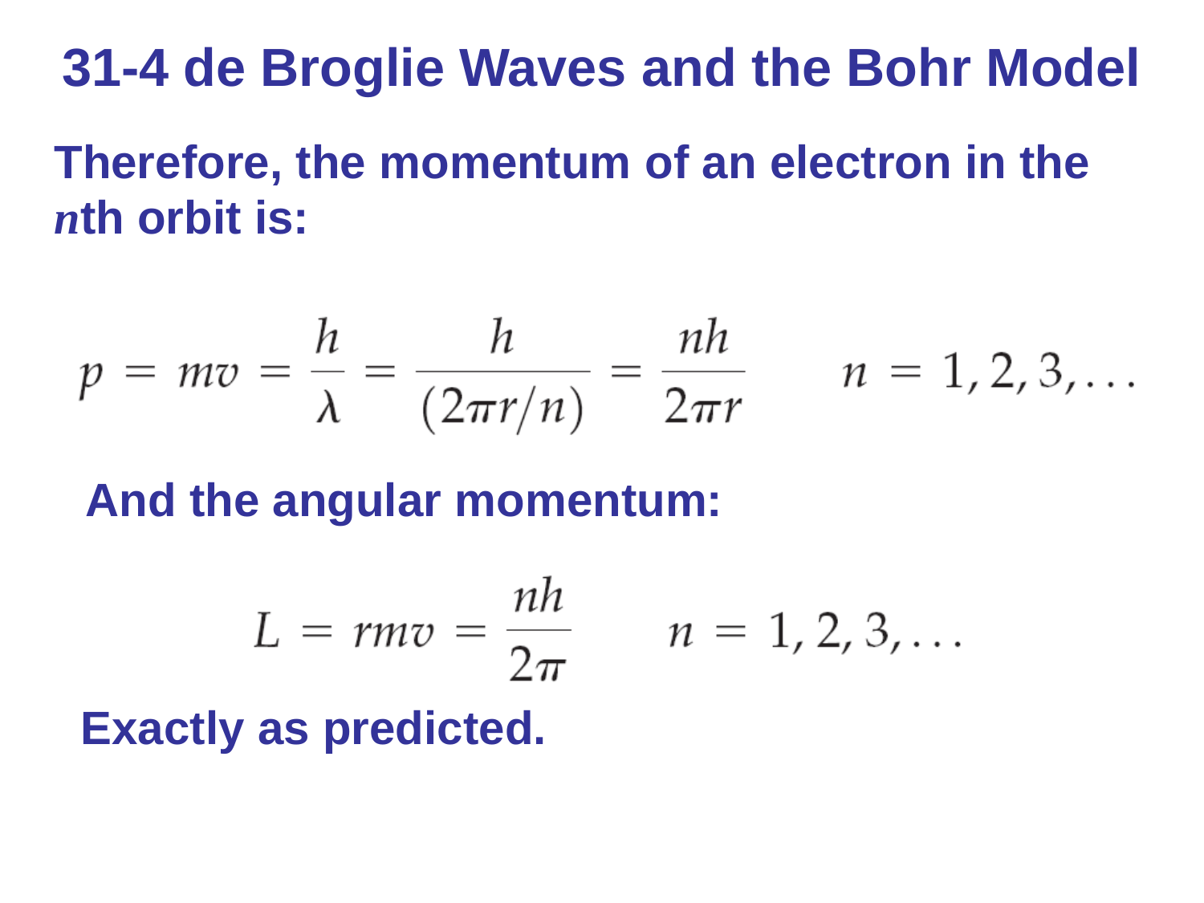# 31-4 de Broglie Waves and the Bohr Model

**Therefore, the momentum of an electron in the *n*th orbit is:**

$$p = mv = \frac{h}{\lambda} = \frac{h}{(2\pi r/n)} = \frac{nh}{2\pi r} \qquad n = 1, 2, 3, \ldots$$

**And the angular momentum:**

$$L = rmv = \frac{nh}{2\pi} \qquad n = 1, 2, 3, \ldots$$

**Exactly as predicted.**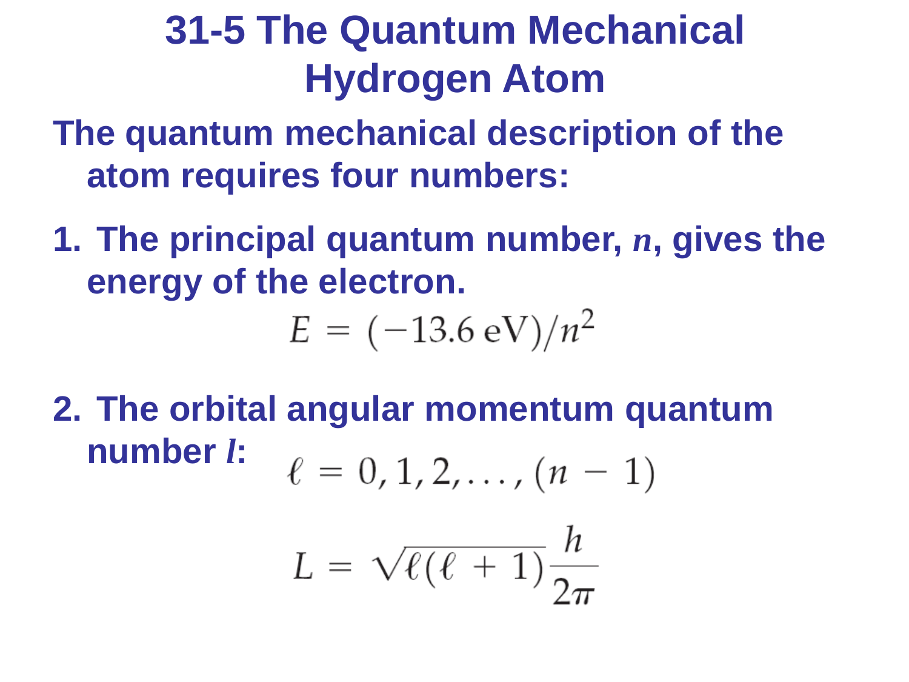# 31-5 The Quantum Mechanical Hydrogen Atom

**The quantum mechanical description of the atom requires four numbers:**

1. **The principal quantum number, *n*, gives the energy of the electron.**

$$E = (-13.6\,\text{eV})/n^2$$

2. **The orbital angular momentum quantum number *l*:**

$$\ell = 0, 1, 2, \ldots, (n - 1)$$

$$L = \sqrt{\ell(\ell + 1)}\frac{h}{2\pi}$$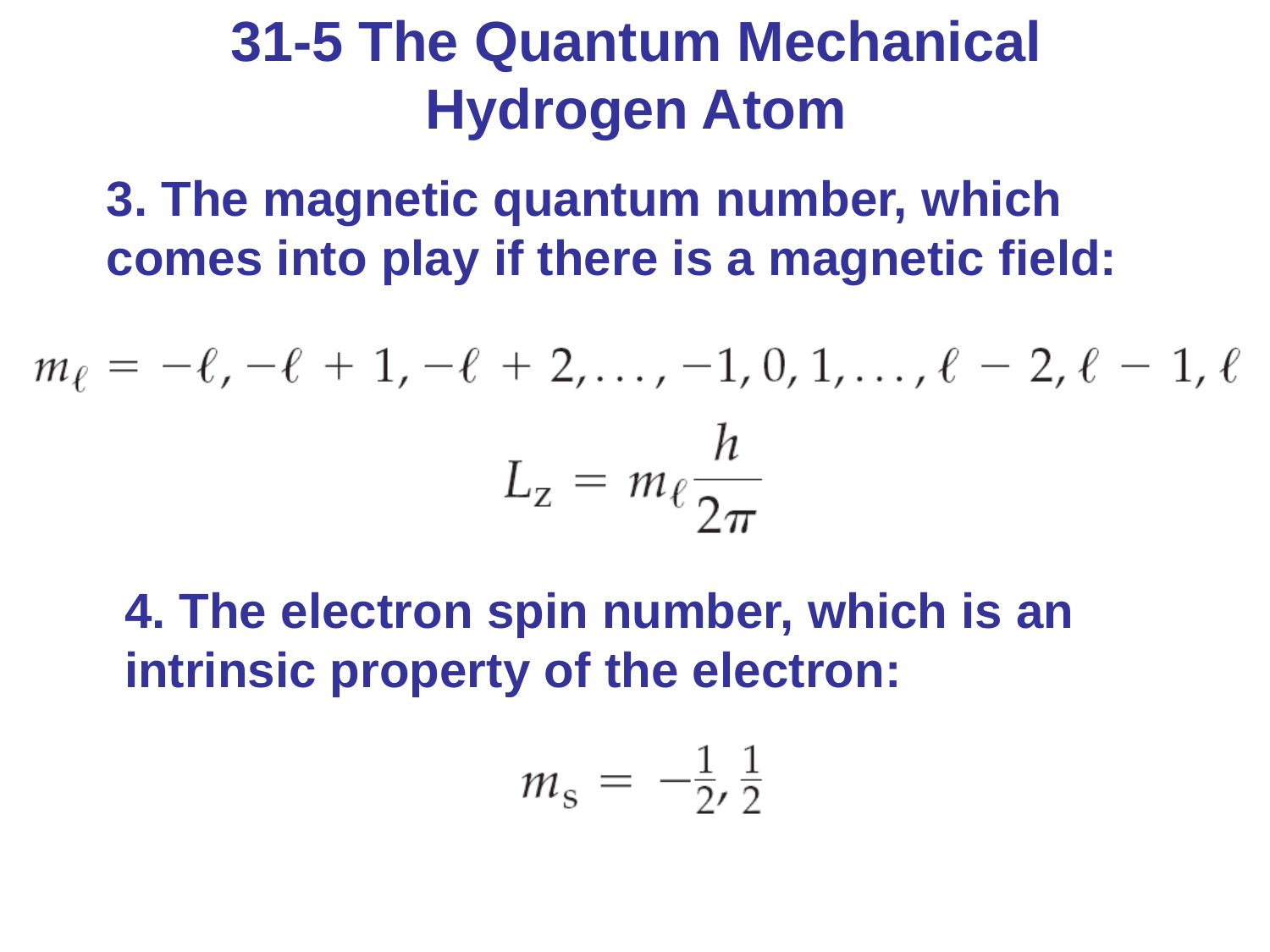# 31-5 The Quantum Mechanical Hydrogen Atom

**3. The magnetic quantum number, which comes into play if there is a magnetic field:**

$$m_\ell = -\ell, -\ell + 1, -\ell + 2, \ldots, -1, 0, 1, \ldots, \ell - 2, \ell - 1, \ell$$

$$L_z = m_\ell \frac{h}{2\pi}$$

**4. The electron spin number, which is an intrinsic property of the electron:**

$$m_s = -\tfrac{1}{2}, \tfrac{1}{2}$$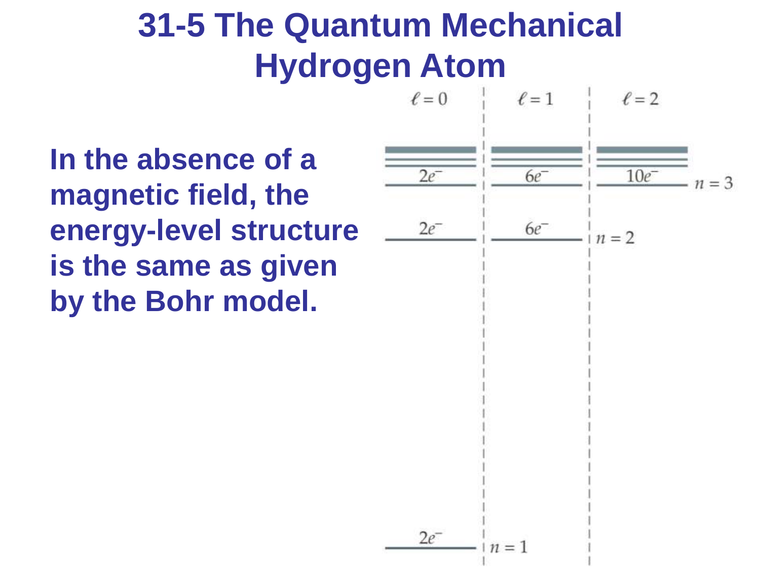# 31-5 The Quantum Mechanical Hydrogen Atom

**In the absence of a magnetic field, the energy-level structure is the same as given by the Bohr model.**

$\ell = 0$ | $\ell = 1$ | $\ell = 2$

$2e^-$ | $6e^-$ | $10e^-$ — $n = 3$

$2e^-$ | $6e^-$ — $n = 2$

$2e^-$ — $n = 1$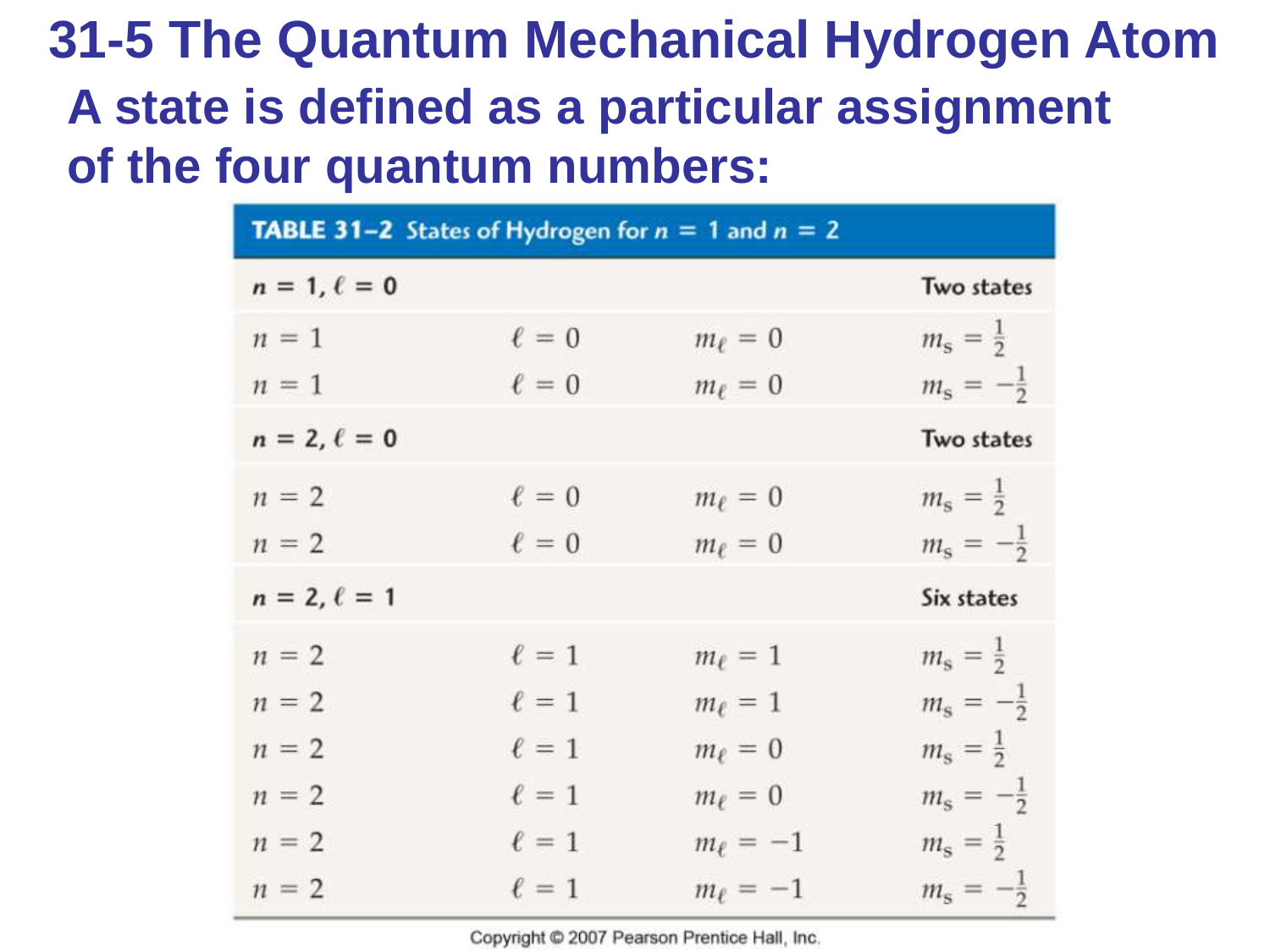# 31-5 The Quantum Mechanical Hydrogen Atom

**A state is defined as a particular assignment of the four quantum numbers:**

**TABLE 31–2** States of Hydrogen for $n = 1$ and $n = 2$

| | | | |
|---|---|---|---|
| **$n = 1, \ell = 0$** | | | **Two states** |
| $n = 1$ | $\ell = 0$ | $m_\ell = 0$ | $m_s = \frac{1}{2}$ |
| $n = 1$ | $\ell = 0$ | $m_\ell = 0$ | $m_s = -\frac{1}{2}$ |
| **$n = 2, \ell = 0$** | | | **Two states** |
| $n = 2$ | $\ell = 0$ | $m_\ell = 0$ | $m_s = \frac{1}{2}$ |
| $n = 2$ | $\ell = 0$ | $m_\ell = 0$ | $m_s = -\frac{1}{2}$ |
| **$n = 2, \ell = 1$** | | | **Six states** |
| $n = 2$ | $\ell = 1$ | $m_\ell = 1$ | $m_s = \frac{1}{2}$ |
| $n = 2$ | $\ell = 1$ | $m_\ell = 1$ | $m_s = -\frac{1}{2}$ |
| $n = 2$ | $\ell = 1$ | $m_\ell = 0$ | $m_s = \frac{1}{2}$ |
| $n = 2$ | $\ell = 1$ | $m_\ell = 0$ | $m_s = -\frac{1}{2}$ |
| $n = 2$ | $\ell = 1$ | $m_\ell = -1$ | $m_s = \frac{1}{2}$ |
| $n = 2$ | $\ell = 1$ | $m_\ell = -1$ | $m_s = -\frac{1}{2}$ |

Copyright © 2007 Pearson Prentice Hall, Inc.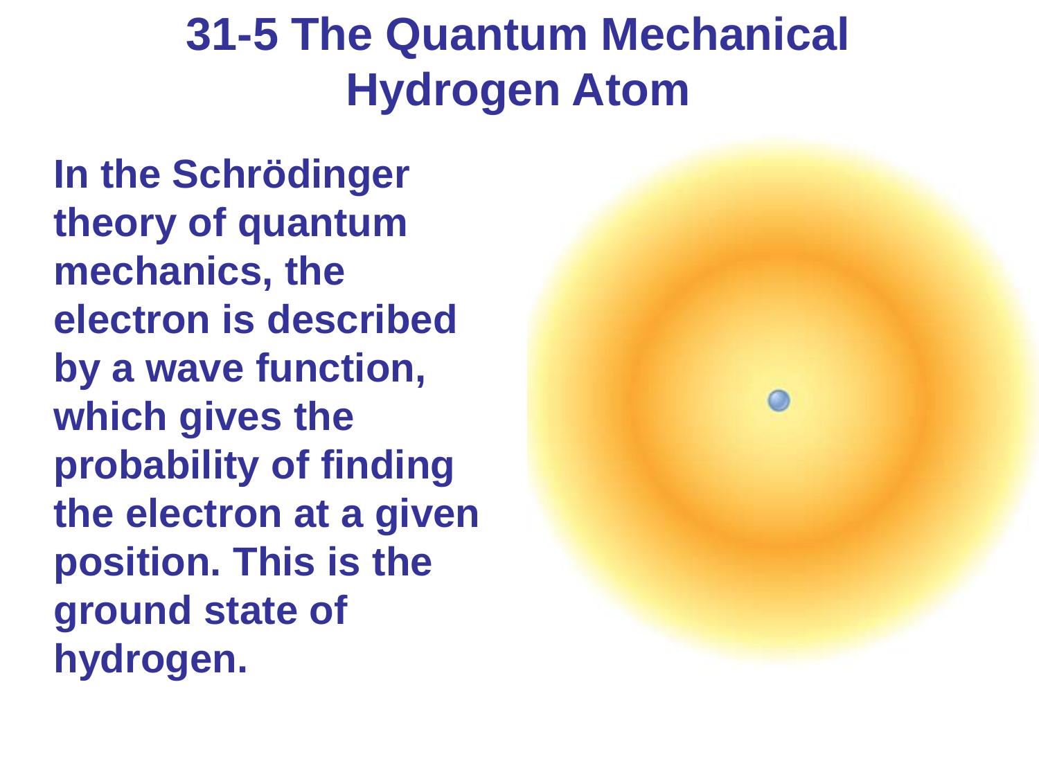# 31-5 The Quantum Mechanical Hydrogen Atom

In the Schrödinger theory of quantum mechanics, the electron is described by a wave function, which gives the probability of finding the electron at a given position. This is the ground state of hydrogen.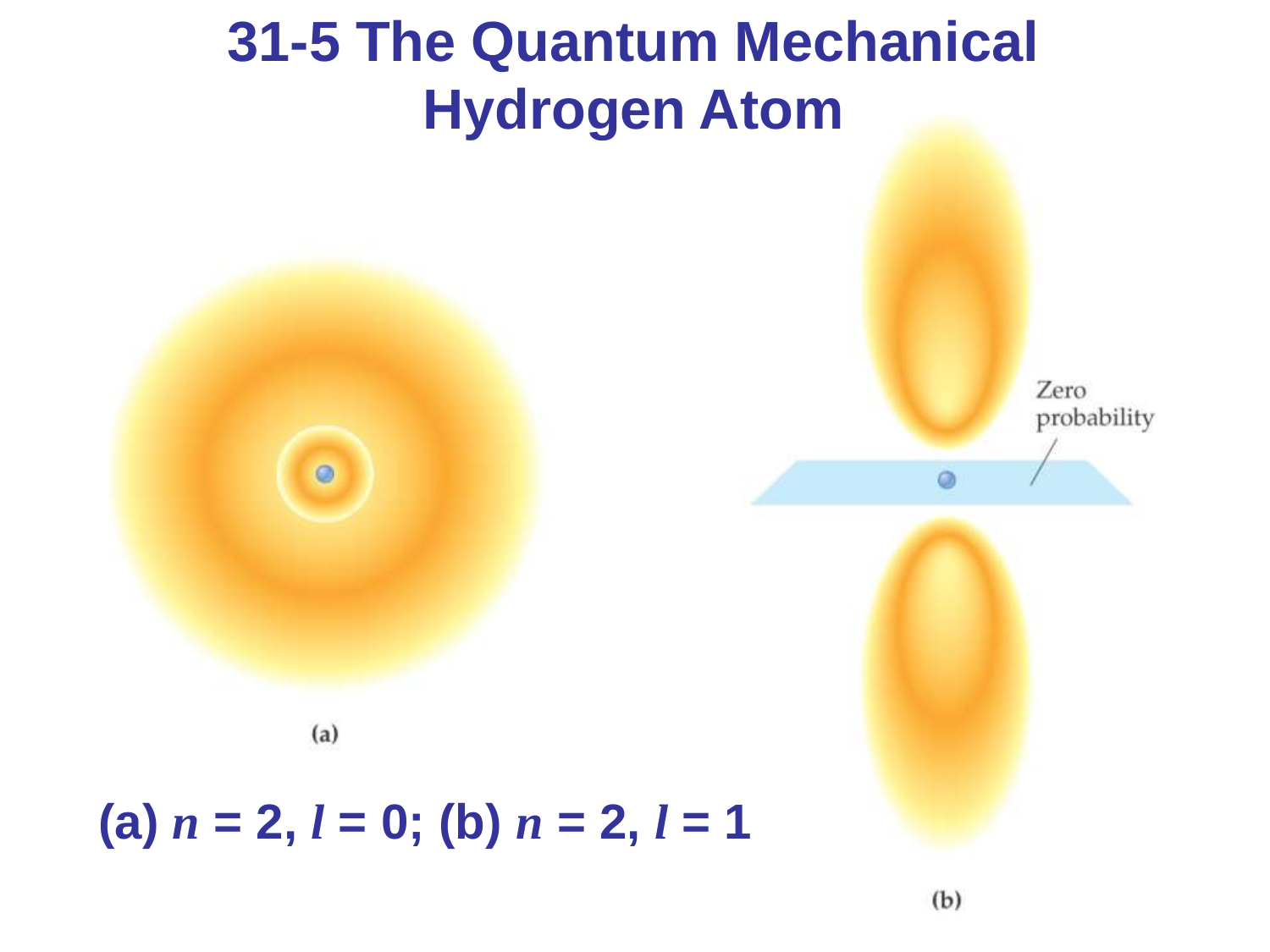# 31-5 The Quantum Mechanical Hydrogen Atom

(a)

Zero probability

(b)

**(a) $n = 2$, $l = 0$; (b) $n = 2$, $l = 1$**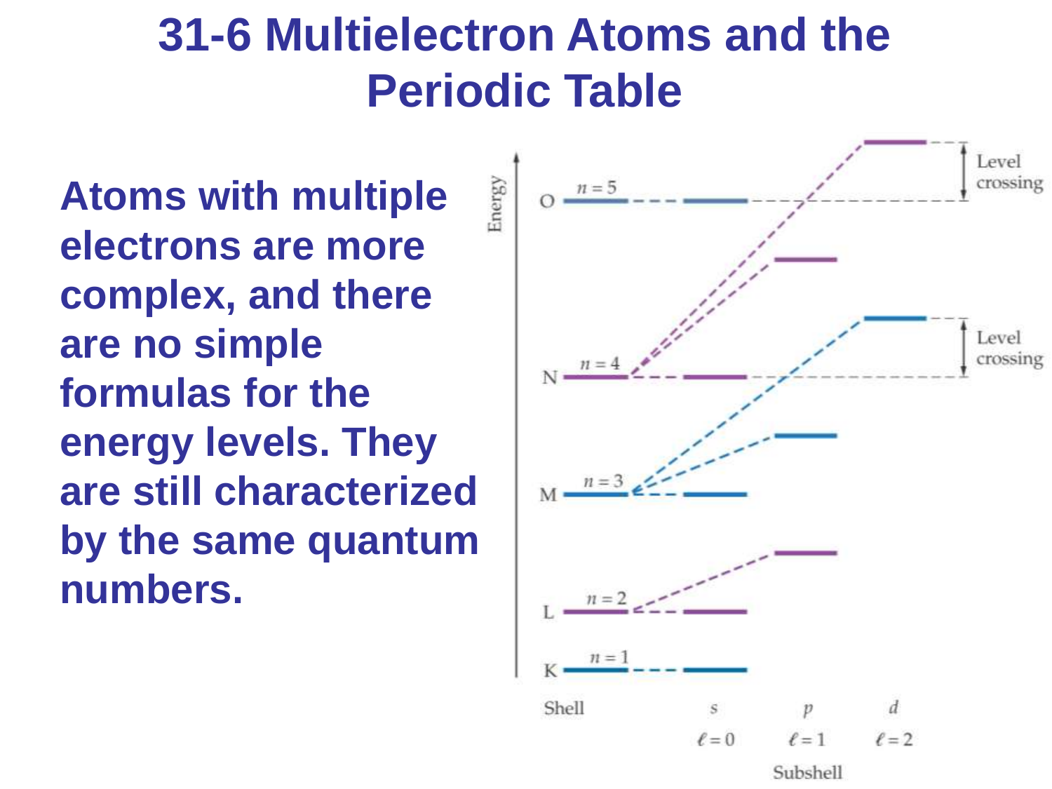# 31-6 Multielectron Atoms and the Periodic Table

**Atoms with multiple electrons are more complex, and there are no simple formulas for the energy levels. They are still characterized by the same quantum numbers.**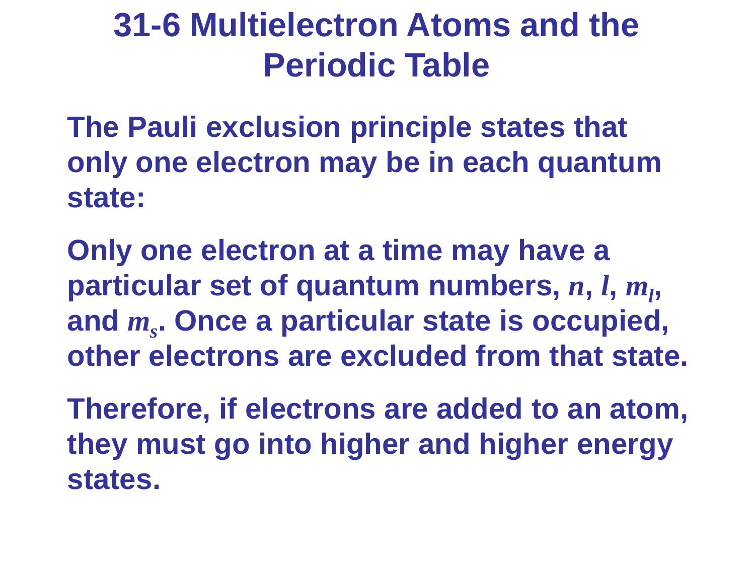# 31-6 Multielectron Atoms and the Periodic Table

**The Pauli exclusion principle states that only one electron may be in each quantum state:**

**Only one electron at a time may have a particular set of quantum numbers, $n$, $l$, $m_l$, and $m_s$. Once a particular state is occupied, other electrons are excluded from that state.**

**Therefore, if electrons are added to an atom, they must go into higher and higher energy states.**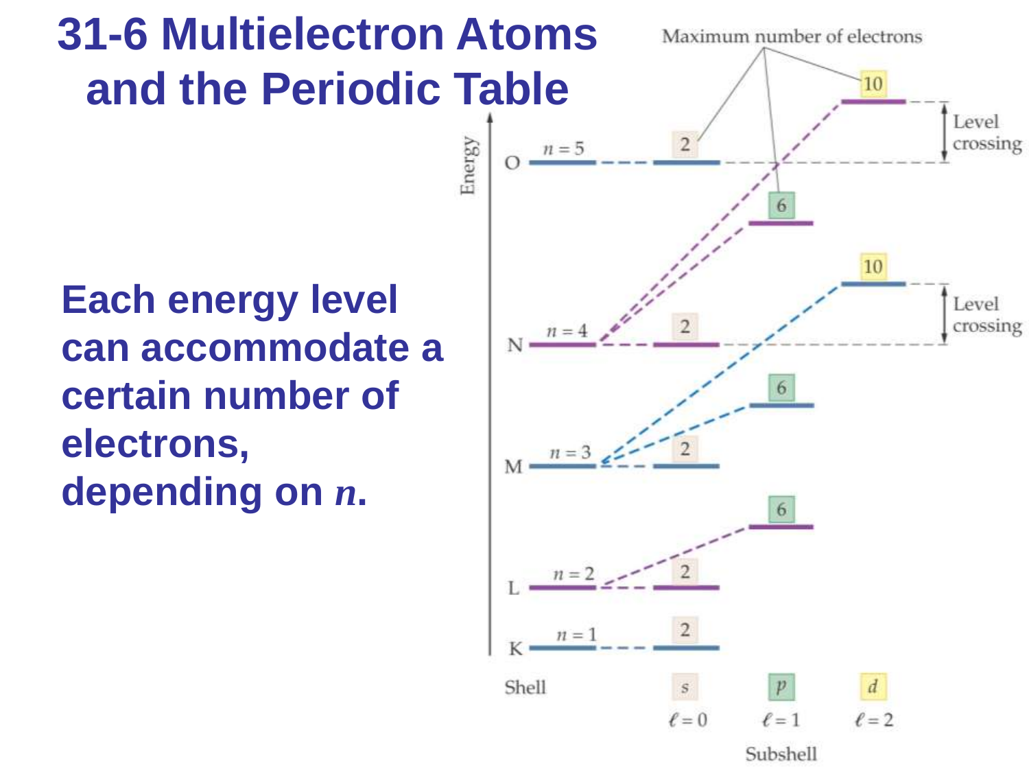# 31-6 Multielectron Atoms and the Periodic Table

**Each energy level can accommodate a certain number of electrons, depending on *n*.**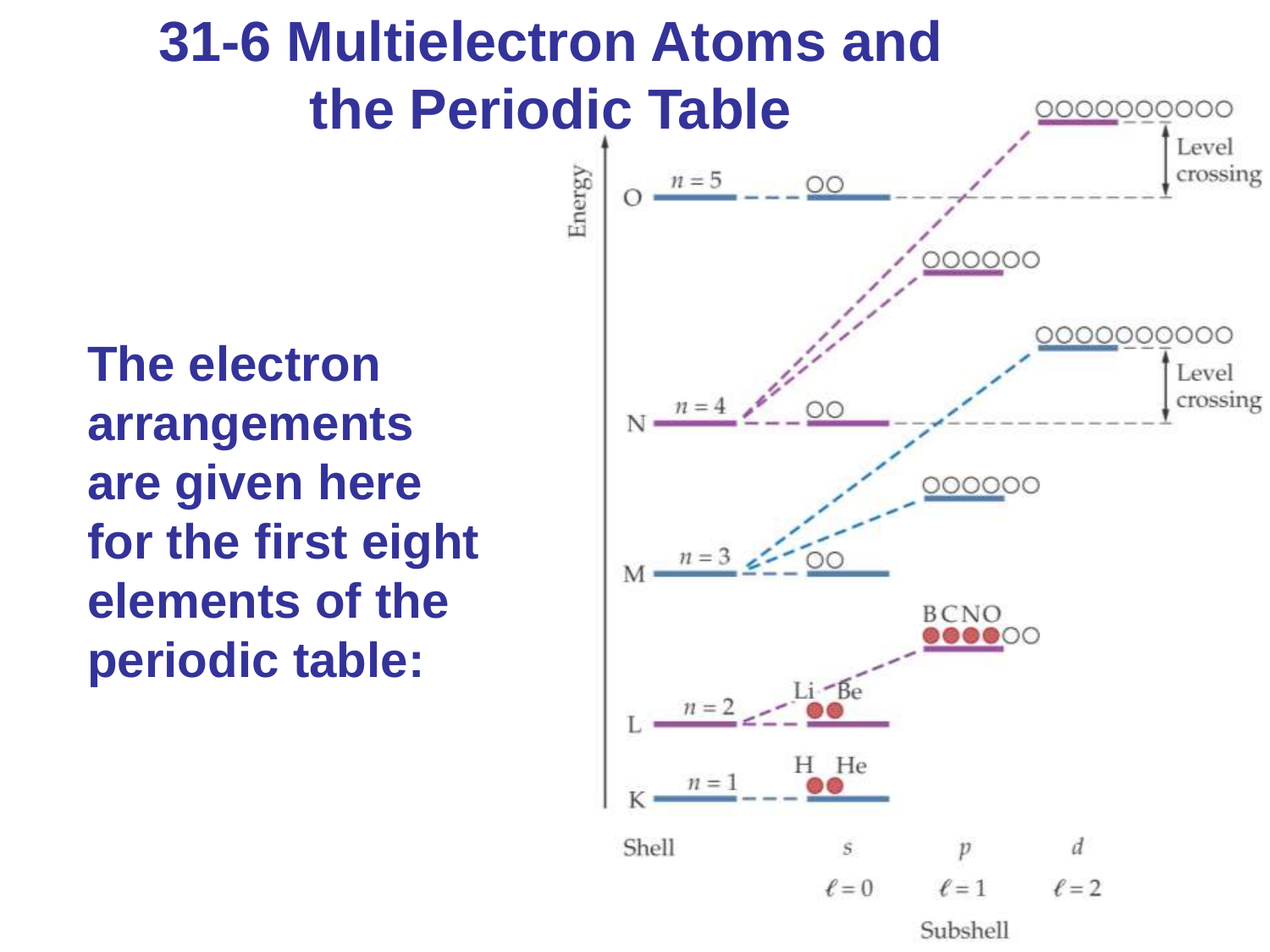# 31-6 Multielectron Atoms and the Periodic Table

**The electron arrangements are given here for the first eight elements of the periodic table:**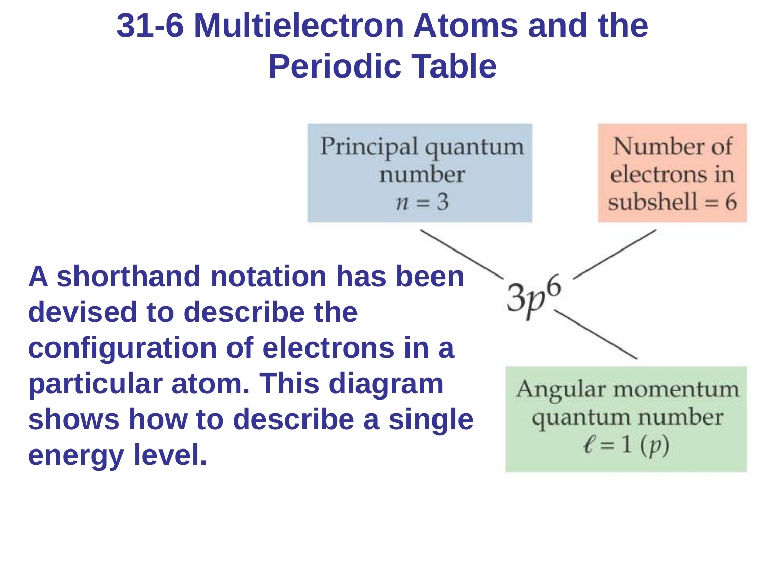# 31-6 Multielectron Atoms and the Periodic Table

**A shorthand notation has been devised to describe the configuration of electrons in a particular atom. This diagram shows how to describe a single energy level.**

$3p^6$

- Principal quantum number $n = 3$
- Number of electrons in subshell = 6
- Angular momentum quantum number $\ell = 1$ ($p$)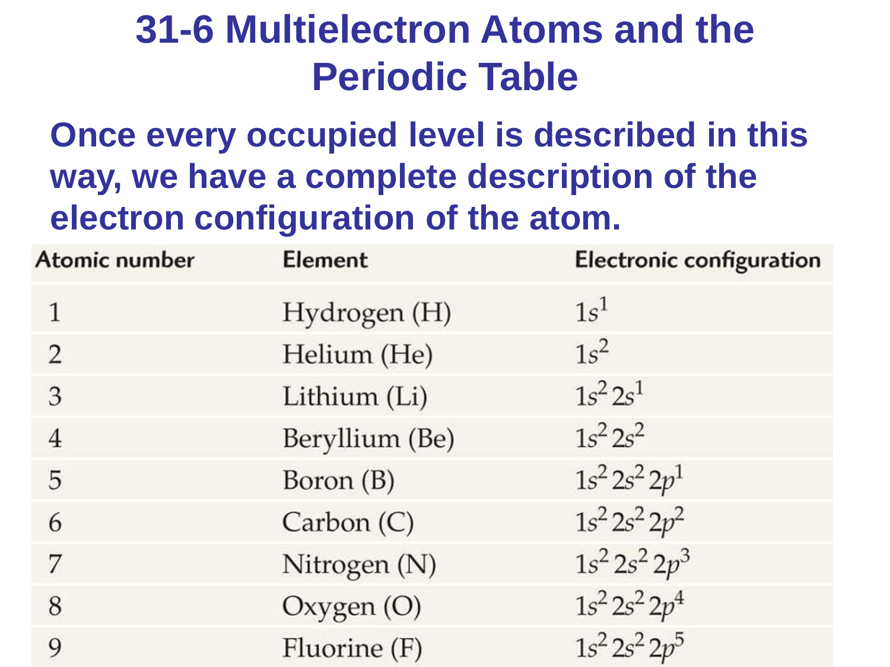# 31-6 Multielectron Atoms and the Periodic Table

**Once every occupied level is described in this way, we have a complete description of the electron configuration of the atom.**

| Atomic number | Element | Electronic configuration |
|---|---|---|
| 1 | Hydrogen (H) | $1s^1$ |
| 2 | Helium (He) | $1s^2$ |
| 3 | Lithium (Li) | $1s^2 2s^1$ |
| 4 | Beryllium (Be) | $1s^2 2s^2$ |
| 5 | Boron (B) | $1s^2 2s^2 2p^1$ |
| 6 | Carbon (C) | $1s^2 2s^2 2p^2$ |
| 7 | Nitrogen (N) | $1s^2 2s^2 2p^3$ |
| 8 | Oxygen (O) | $1s^2 2s^2 2p^4$ |
| 9 | Fluorine (F) | $1s^2 2s^2 2p^5$ |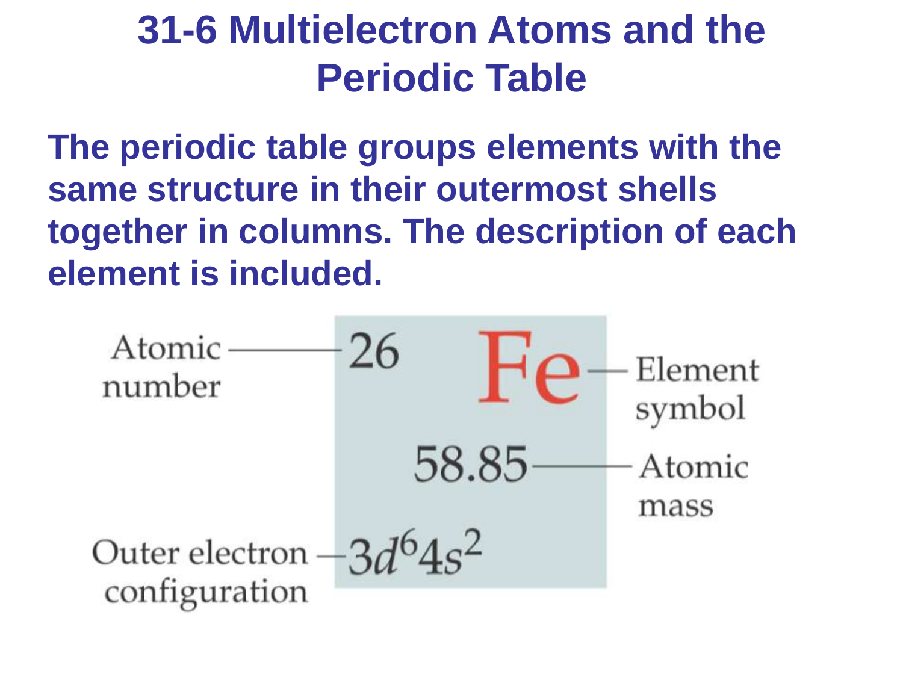# 31-6 Multielectron Atoms and the Periodic Table

**The periodic table groups elements with the same structure in their outermost shells together in columns. The description of each element is included.**

Atomic number — 26

Element symbol — Fe

Atomic mass — 58.85

Outer electron configuration — $3d^6 4s^2$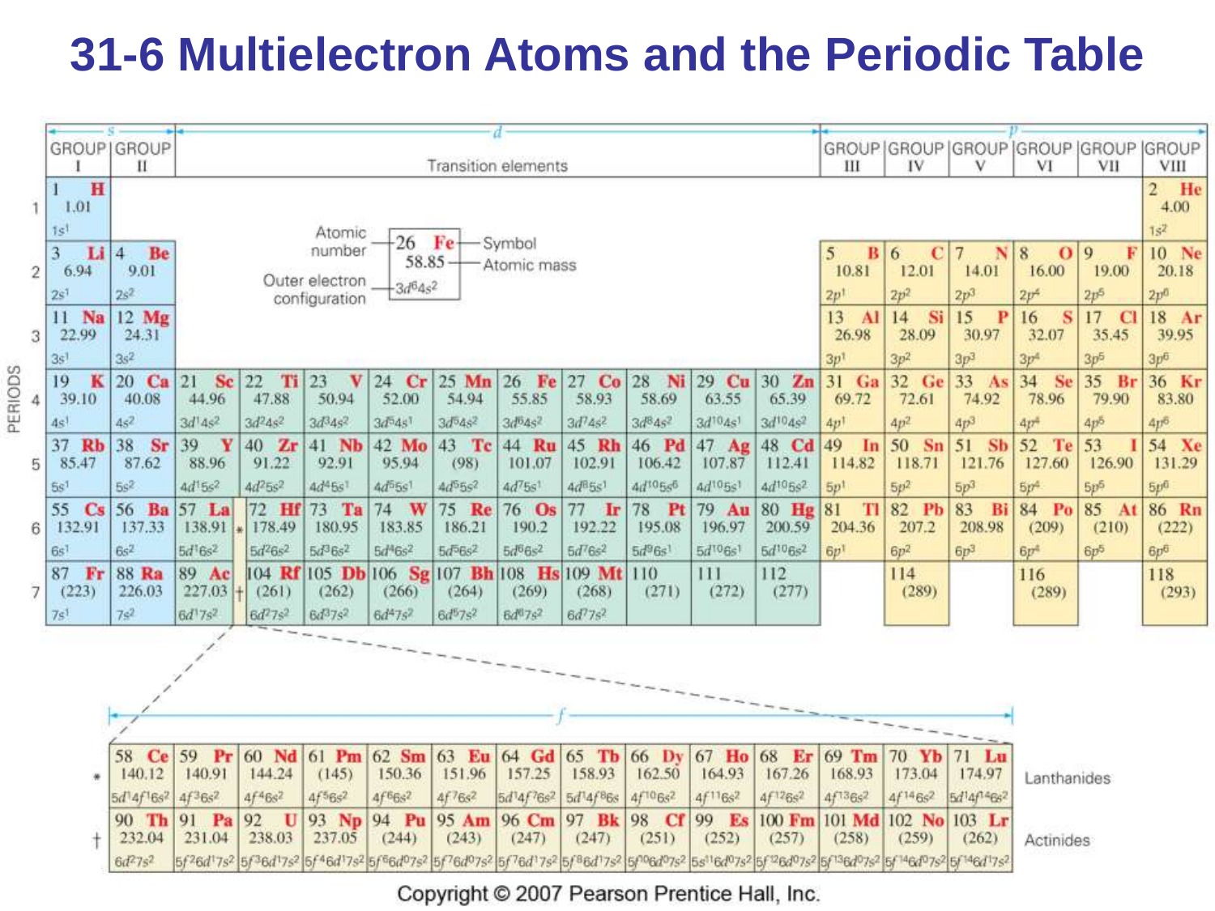# 31-6 Multielectron Atoms and the Periodic Table

Key: Atomic number — 26; Symbol — Fe; Atomic mass — 58.85; Outer electron configuration — $3d^6 4s^2$

| PERIODS | GROUP I (s) | GROUP II (s) | Transition elements (d) | | | | | | | | | | GROUP III (p) | GROUP IV (p) | GROUP V (p) | GROUP VI (p) | GROUP VII (p) | GROUP VIII (p) |
|---|---|---|---|---|---|---|---|---|---|---|---|---|---|---|---|---|---|---|
| 1 | 1 H 1.01 $1s^1$ | | | | | | | | | | | | | | | | | 2 He 4.00 $1s^2$ |
| 2 | 3 Li 6.94 $2s^1$ | 4 Be 9.01 $2s^2$ | | | | | | | | | | | 5 B 10.81 $2p^1$ | 6 C 12.01 $2p^2$ | 7 N 14.01 $2p^3$ | 8 O 16.00 $2p^4$ | 9 F 19.00 $2p^5$ | 10 Ne 20.18 $2p^6$ |
| 3 | 11 Na 22.99 $3s^1$ | 12 Mg 24.31 $3s^2$ | | | | | | | | | | | 13 Al 26.98 $3p^1$ | 14 Si 28.09 $3p^2$ | 15 P 30.97 $3p^3$ | 16 S 32.07 $3p^4$ | 17 Cl 35.45 $3p^5$ | 18 Ar 39.95 $3p^6$ |
| 4 | 19 K 39.10 $4s^1$ | 20 Ca 40.08 $4s^2$ | 21 Sc 44.96 $3d^1 4s^2$ | 22 Ti 47.88 $3d^2 4s^2$ | 23 V 50.94 $3d^3 4s^2$ | 24 Cr 52.00 $3d^5 4s^1$ | 25 Mn 54.94 $3d^5 4s^2$ | 26 Fe 55.85 $3d^6 4s^2$ | 27 Co 58.93 $3d^7 4s^2$ | 28 Ni 58.69 $3d^8 4s^2$ | 29 Cu 63.55 $3d^{10} 4s^1$ | 30 Zn 65.39 $3d^{10} 4s^2$ | 31 Ga 69.72 $4p^1$ | 32 Ge 72.61 $4p^2$ | 33 As 74.92 $4p^3$ | 34 Se 78.96 $4p^4$ | 35 Br 79.90 $4p^5$ | 36 Kr 83.80 $4p^6$ |
| 5 | 37 Rb 85.47 $5s^1$ | 38 Sr 87.62 $5s^2$ | 39 Y 88.96 $4d^1 5s^2$ | 40 Zr 91.22 $4d^2 5s^2$ | 41 Nb 92.91 $4d^4 5s^1$ | 42 Mo 95.94 $4d^5 5s^1$ | 43 Tc (98) $4d^5 5s^2$ | 44 Ru 101.07 $4d^7 5s^1$ | 45 Rh 102.91 $4d^8 5s^1$ | 46 Pd 106.42 $4d^{10} 5s^0$ | 47 Ag 107.87 $4d^{10} 5s^1$ | 48 Cd 112.41 $4d^{10} 5s^2$ | 49 In 114.82 $5p^1$ | 50 Sn 118.71 $5p^2$ | 51 Sb 121.76 $5p^3$ | 52 Te 127.60 $5p^4$ | 53 I 126.90 $5p^5$ | 54 Xe 131.29 $5p^6$ |
| 6 | 55 Cs 132.91 $6s^1$ | 56 Ba 137.33 $6s^2$ | 57 La 138.91 $5d^1 6s^2$ * | 72 Hf 178.49 $5d^2 6s^2$ | 73 Ta 180.95 $5d^3 6s^2$ | 74 W 183.85 $5d^4 6s^2$ | 75 Re 186.21 $5d^5 6s^2$ | 76 Os 190.2 $5d^6 6s^2$ | 77 Ir 192.22 $5d^7 6s^2$ | 78 Pt 195.08 $5d^9 6s^1$ | 79 Au 196.97 $5d^{10} 6s^1$ | 80 Hg 200.59 $5d^{10} 6s^2$ | 81 Tl 204.36 $6p^1$ | 82 Pb 207.2 $6p^2$ | 83 Bi 208.98 $6p^3$ | 84 Po (209) $6p^4$ | 85 At (210) $6p^5$ | 86 Rn (222) $6p^6$ |
| 7 | 87 Fr (223) $7s^1$ | 88 Ra 226.03 $7s^2$ | 89 Ac 227.03 $6d^1 7s^2$ † | 104 Rf (261) $6d^2 7s^2$ | 105 Db (262) $6d^3 7s^2$ | 106 Sg (266) $6d^4 7s^2$ | 107 Bh (264) $6d^5 7s^2$ | 108 Hs (269) $6d^6 7s^2$ | 109 Mt (268) $6d^7 7s^2$ | 110 (271) | 111 (272) | 112 (277) | | 114 (289) | | 116 (289) | | 118 (293) |

| | f | | | | | | | | | | | | | | |
|---|---|---|---|---|---|---|---|---|---|---|---|---|---|---|---|
| * | 58 Ce 140.12 $5d^1 4f^1 6s^2$ | 59 Pr 140.91 $4f^3 6s^2$ | 60 Nd 144.24 $4f^4 6s^2$ | 61 Pm (145) $4f^5 6s^2$ | 62 Sm 150.36 $4f^6 6s^2$ | 63 Eu 151.96 $4f^7 6s^2$ | 64 Gd 157.25 $5d^1 4f^7 6s^2$ | 65 Tb 158.93 $5d^1 4f^8 6s$ | 66 Dy 162.50 $4f^{10} 6s^2$ | 67 Ho 164.93 $4f^{11} 6s^2$ | 68 Er 167.26 $4f^{12} 6s^2$ | 69 Tm 168.93 $4f^{13} 6s^2$ | 70 Yb 173.04 $4f^{14} 6s^2$ | 71 Lu 174.97 $5d^1 4f^{14} 6s^2$ | Lanthanides |
| † | 90 Th 232.04 $6d^2 7s^2$ | 91 Pa 231.04 $5f^2 6d^1 7s^2$ | 92 U 238.03 $5f^3 6d^1 7s^2$ | 93 Np 237.05 $5f^4 6d^1 7s^2$ | 94 Pu (244) $5f^6 6d^0 7s^2$ | 95 Am (243) $5f^7 6d^0 7s^2$ | 96 Cm (247) $5f^7 6d^1 7s^2$ | 97 Bk (247) $5f^8 6d^1 7s^2$ | 98 Cf (251) $5f^{10} 6d^0 7s^2$ | 99 Es (252) $5s^{11} 6d^0 7s^2$ | 100 Fm (257) $5f^{12} 6d^0 7s^2$ | 101 Md (258) $5f^{13} 6d^0 7s^2$ | 102 No (259) $5f^{14} 6d^0 7s^2$ | 103 Lr (262) $5f^{14} 6d^1 7s^2$ | Actinides |

Copyright © 2007 Pearson Prentice Hall, Inc.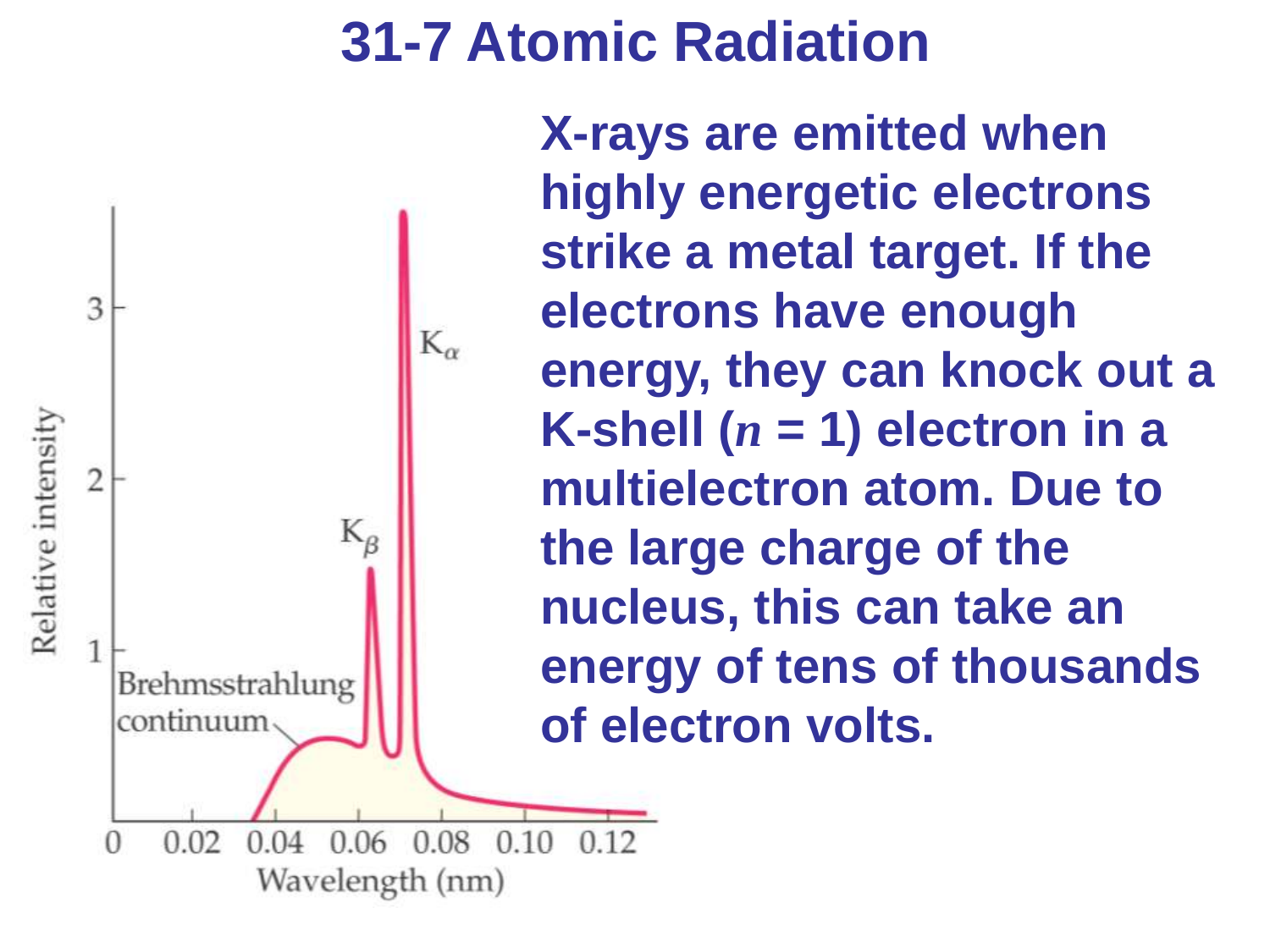# 31-7 Atomic Radiation

**X-rays are emitted when highly energetic electrons strike a metal target. If the electrons have enough energy, they can knock out a K-shell ($n$ = 1) electron in a multielectron atom. Due to the large charge of the nucleus, this can take an energy of tens of thousands of electron volts.**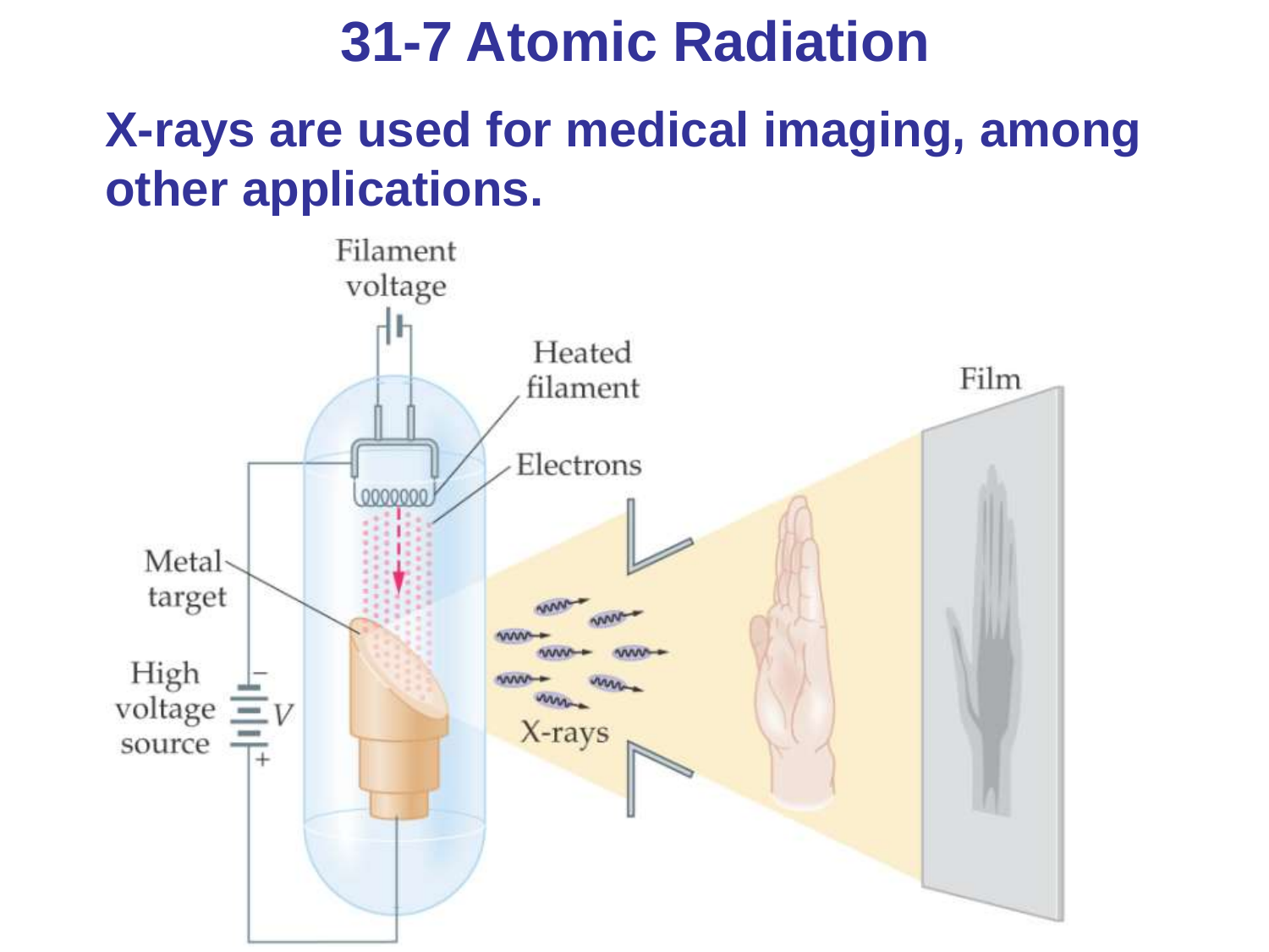# 31-7 Atomic Radiation

**X-rays are used for medical imaging, among other applications.**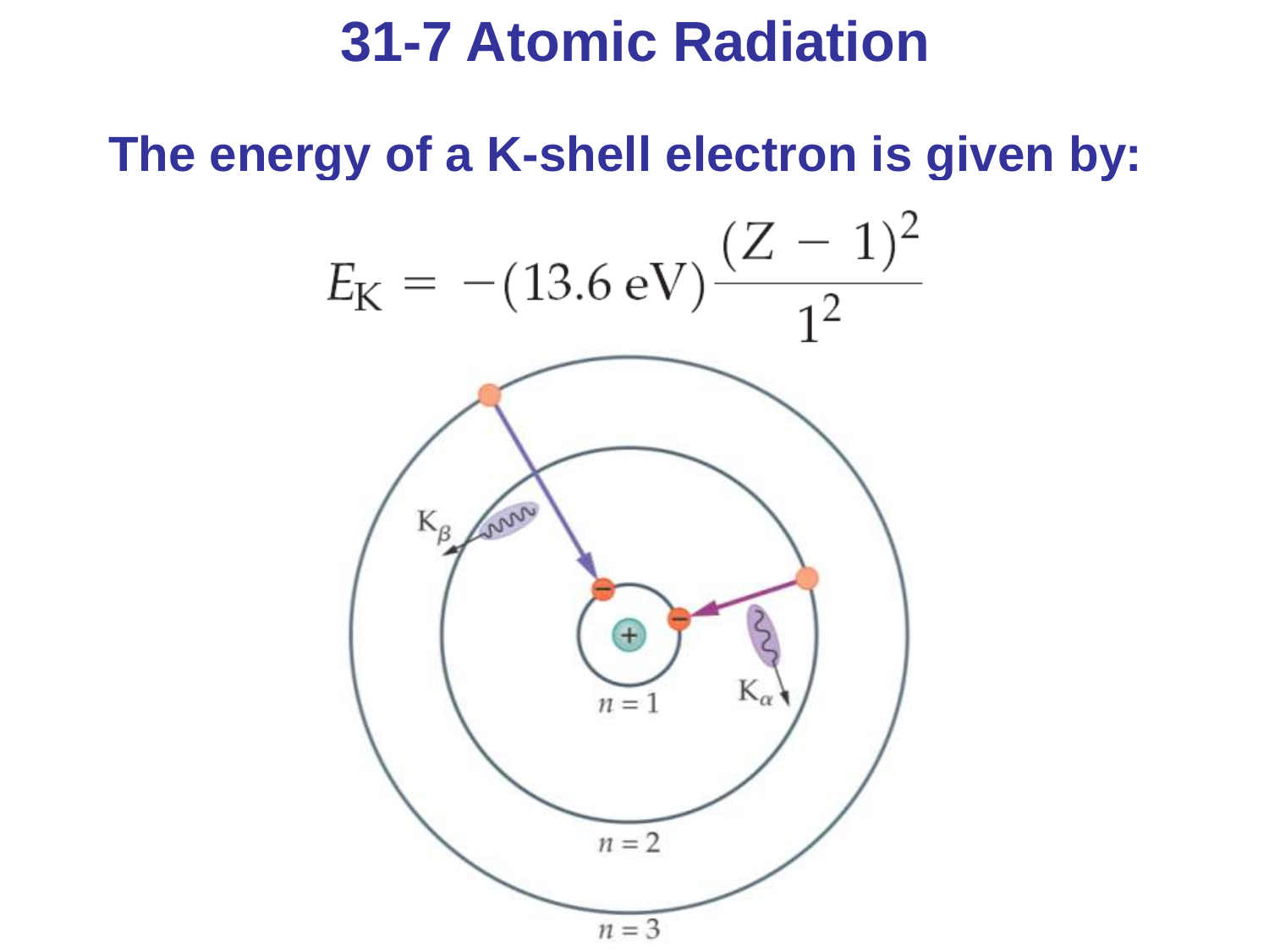# 31-7 Atomic Radiation

**The energy of a K-shell electron is given by:**

$$E_K = -(13.6\,\text{eV})\frac{(Z-1)^2}{1^2}$$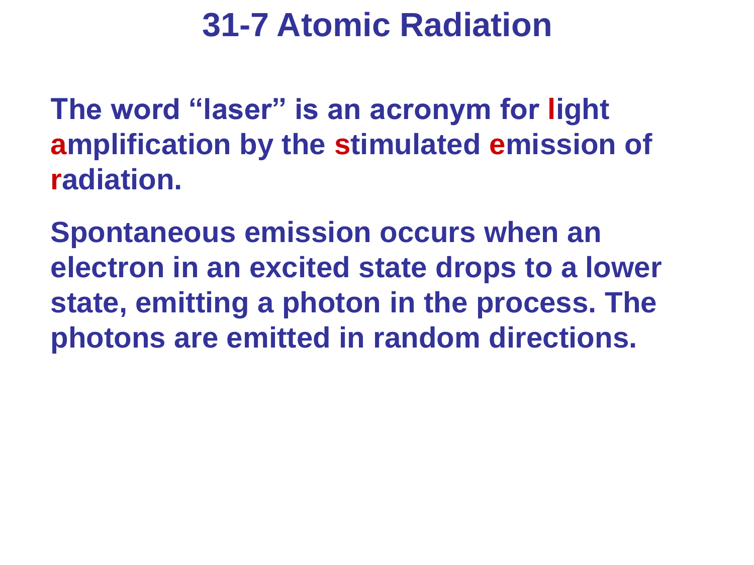# 31-7 Atomic Radiation

The word “laser” is an acronym for **l**ight **a**mplification by the **s**timulated **e**mission of **r**adiation.

Spontaneous emission occurs when an electron in an excited state drops to a lower state, emitting a photon in the process. The photons are emitted in random directions.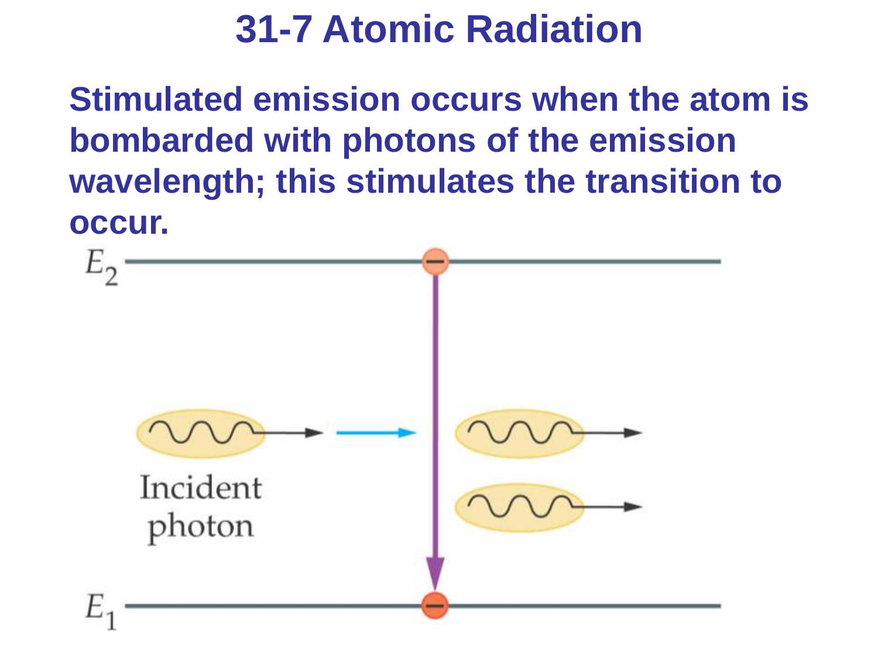# 31-7 Atomic Radiation

**Stimulated emission occurs when the atom is bombarded with photons of the emission wavelength; this stimulates the transition to occur.**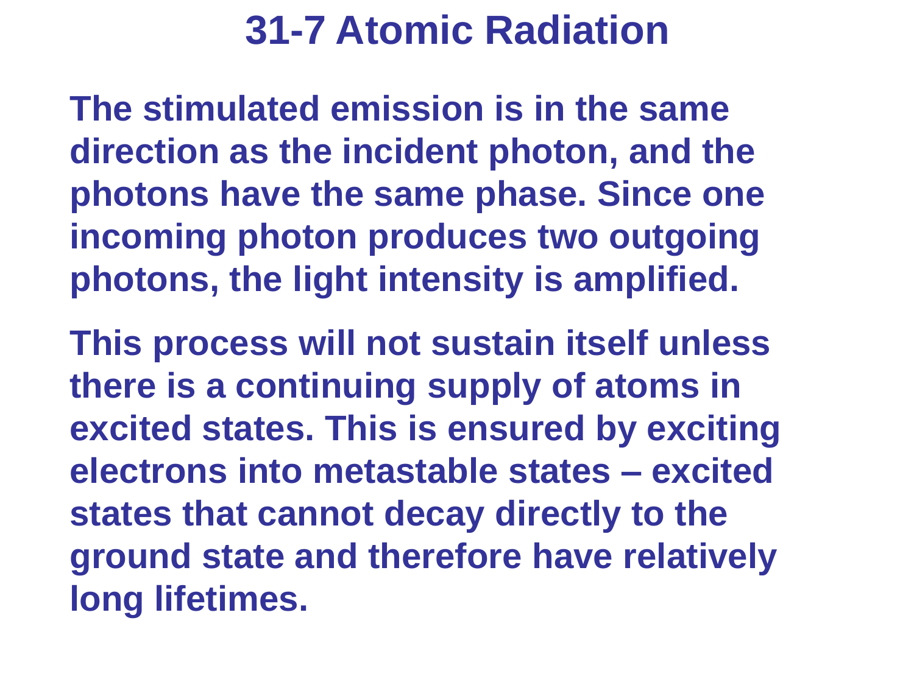# 31-7 Atomic Radiation

The stimulated emission is in the same direction as the incident photon, and the photons have the same phase. Since one incoming photon produces two outgoing photons, the light intensity is amplified.

This process will not sustain itself unless there is a continuing supply of atoms in excited states. This is ensured by exciting electrons into metastable states – excited states that cannot decay directly to the ground state and therefore have relatively long lifetimes.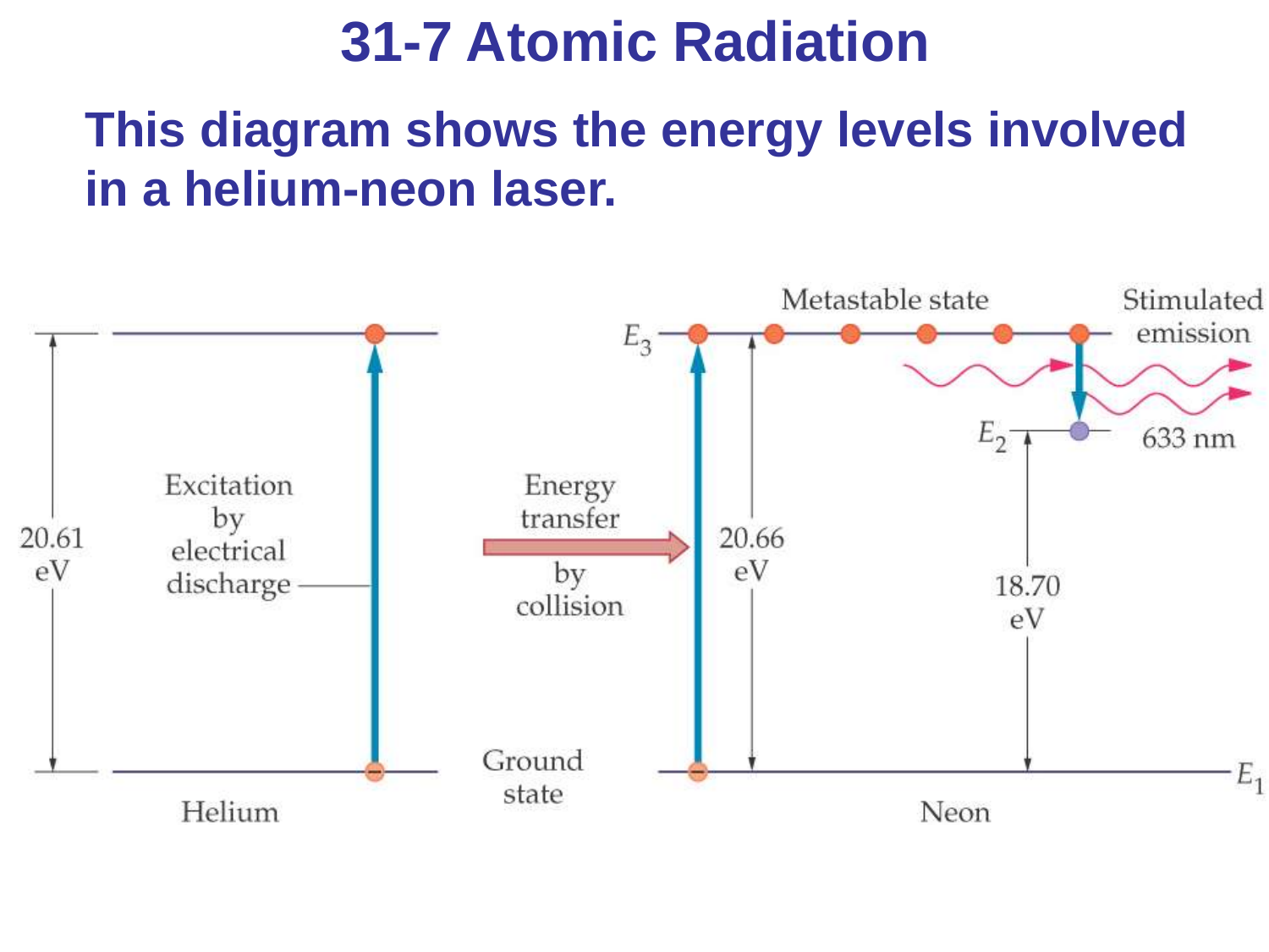# 31-7 Atomic Radiation

**This diagram shows the energy levels involved in a helium-neon laser.**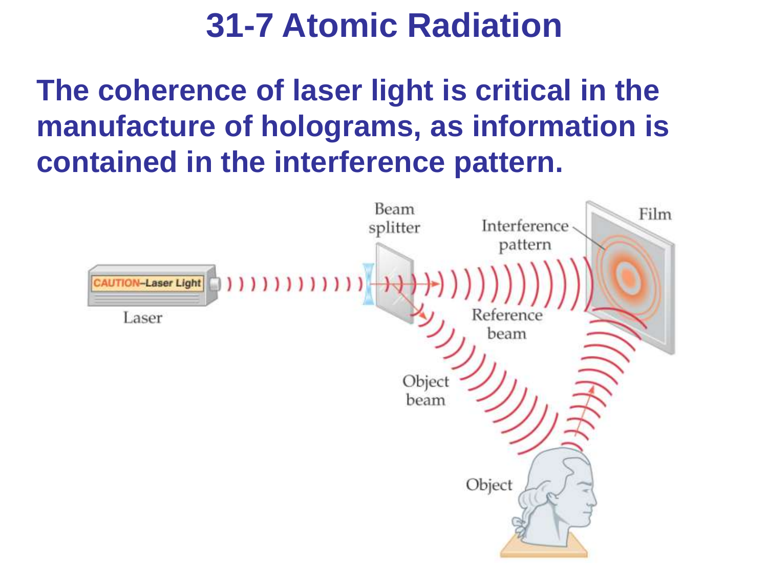# 31-7 Atomic Radiation

**The coherence of laser light is critical in the manufacture of holograms, as information is contained in the interference pattern.**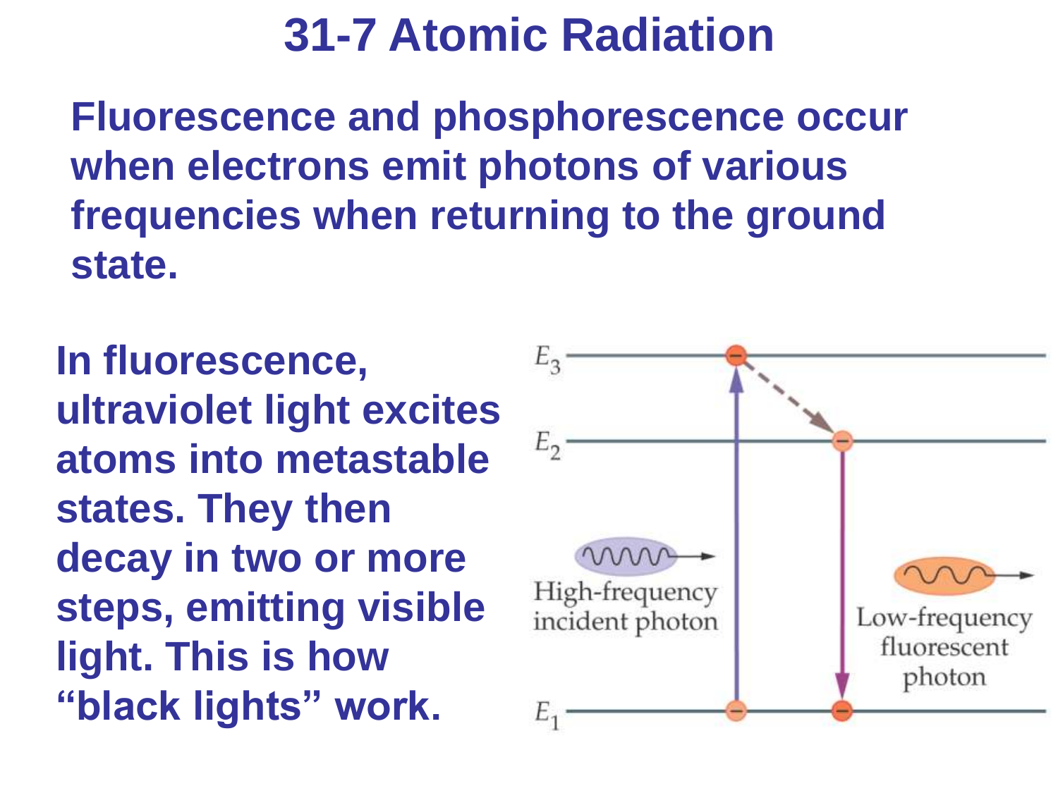# 31-7 Atomic Radiation

**Fluorescence and phosphorescence occur when electrons emit photons of various frequencies when returning to the ground state.**

**In fluorescence, ultraviolet light excites atoms into metastable states. They then decay in two or more steps, emitting visible light. This is how "black lights" work.**

$E_3$

$E_2$

$E_1$

High-frequency incident photon

Low-frequency fluorescent photon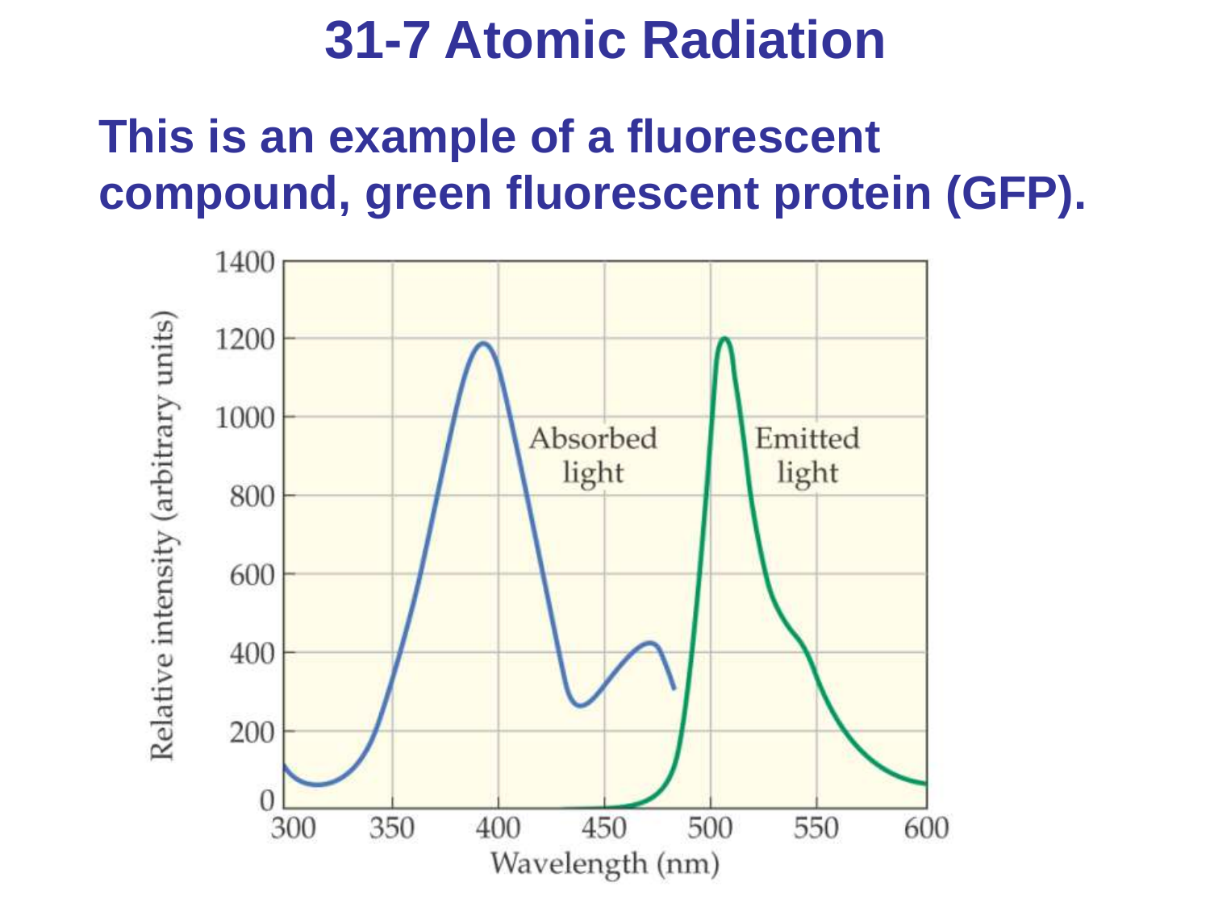# 31-7 Atomic Radiation

**This is an example of a fluorescent compound, green fluorescent protein (GFP).**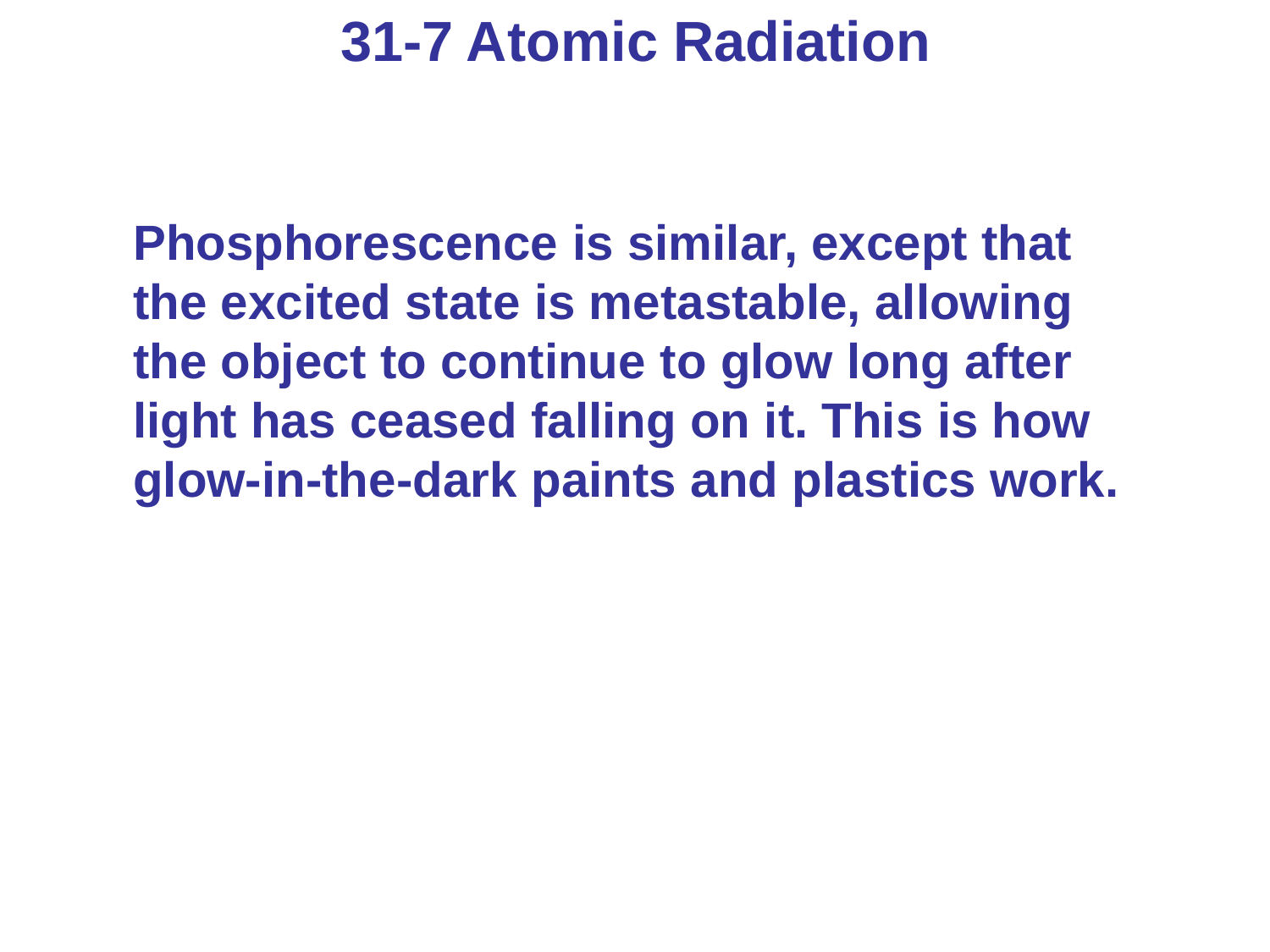# 31-7 Atomic Radiation

**Phosphorescence is similar, except that the excited state is metastable, allowing the object to continue to glow long after light has ceased falling on it. This is how glow-in-the-dark paints and plastics work.**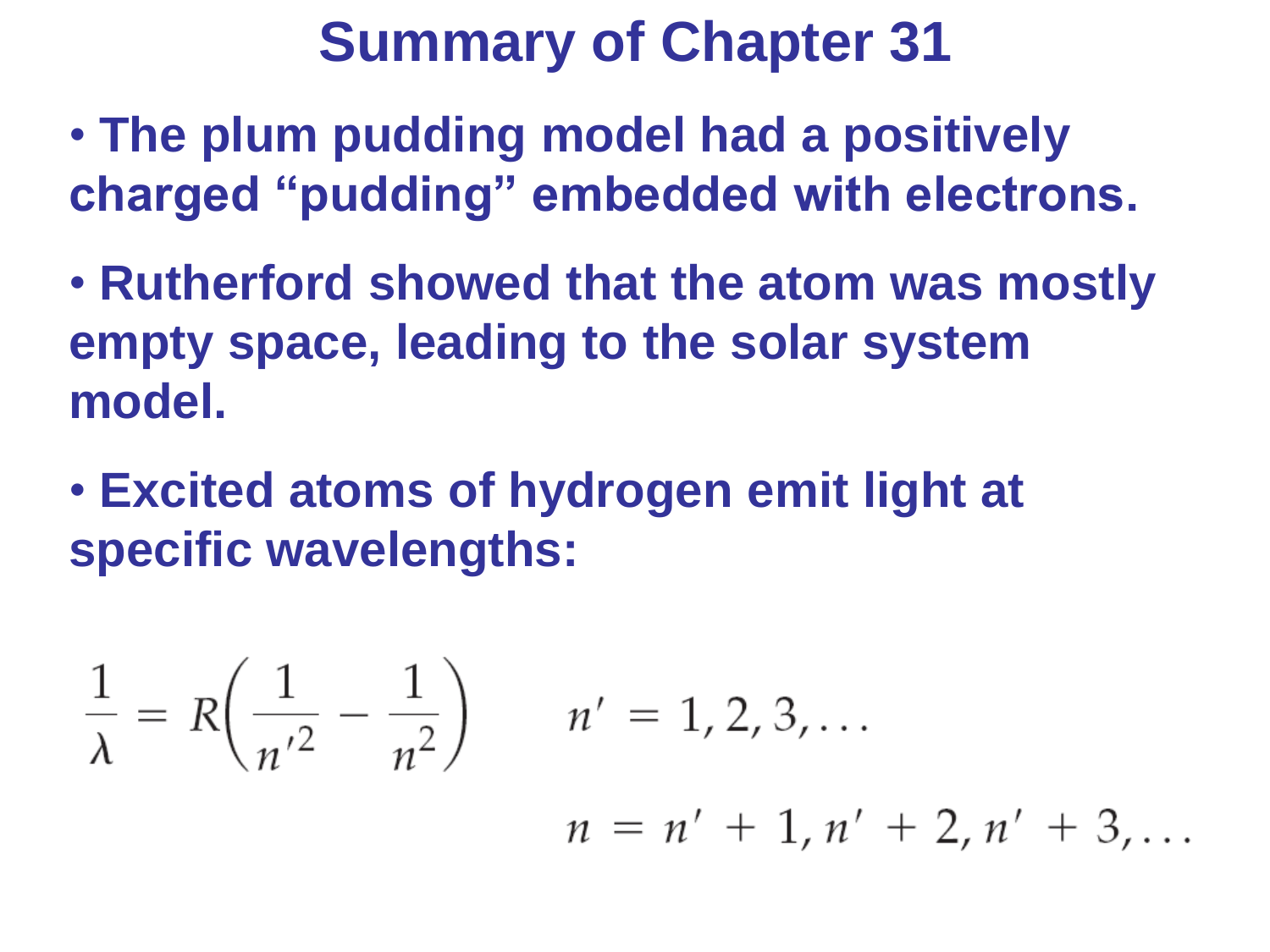# Summary of Chapter 31

- **The plum pudding model had a positively charged "pudding" embedded with electrons.**
- **Rutherford showed that the atom was mostly empty space, leading to the solar system model.**
- **Excited atoms of hydrogen emit light at specific wavelengths:**

$$\frac{1}{\lambda} = R\left(\frac{1}{n'^2} - \frac{1}{n^2}\right) \qquad n' = 1, 2, 3, \ldots$$

$$n = n' + 1, n' + 2, n' + 3, \ldots$$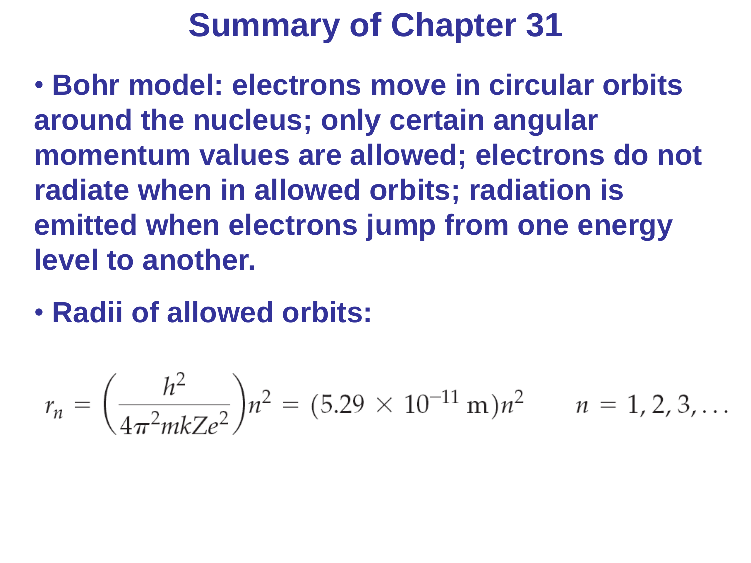# Summary of Chapter 31

- **Bohr model: electrons move in circular orbits around the nucleus; only certain angular momentum values are allowed; electrons do not radiate when in allowed orbits; radiation is emitted when electrons jump from one energy level to another.**
- **Radii of allowed orbits:**

$$r_n = \left(\frac{h^2}{4\pi^2 mkZe^2}\right)n^2 = (5.29 \times 10^{-11}\ \mathrm{m})n^2 \qquad n = 1, 2, 3, \ldots$$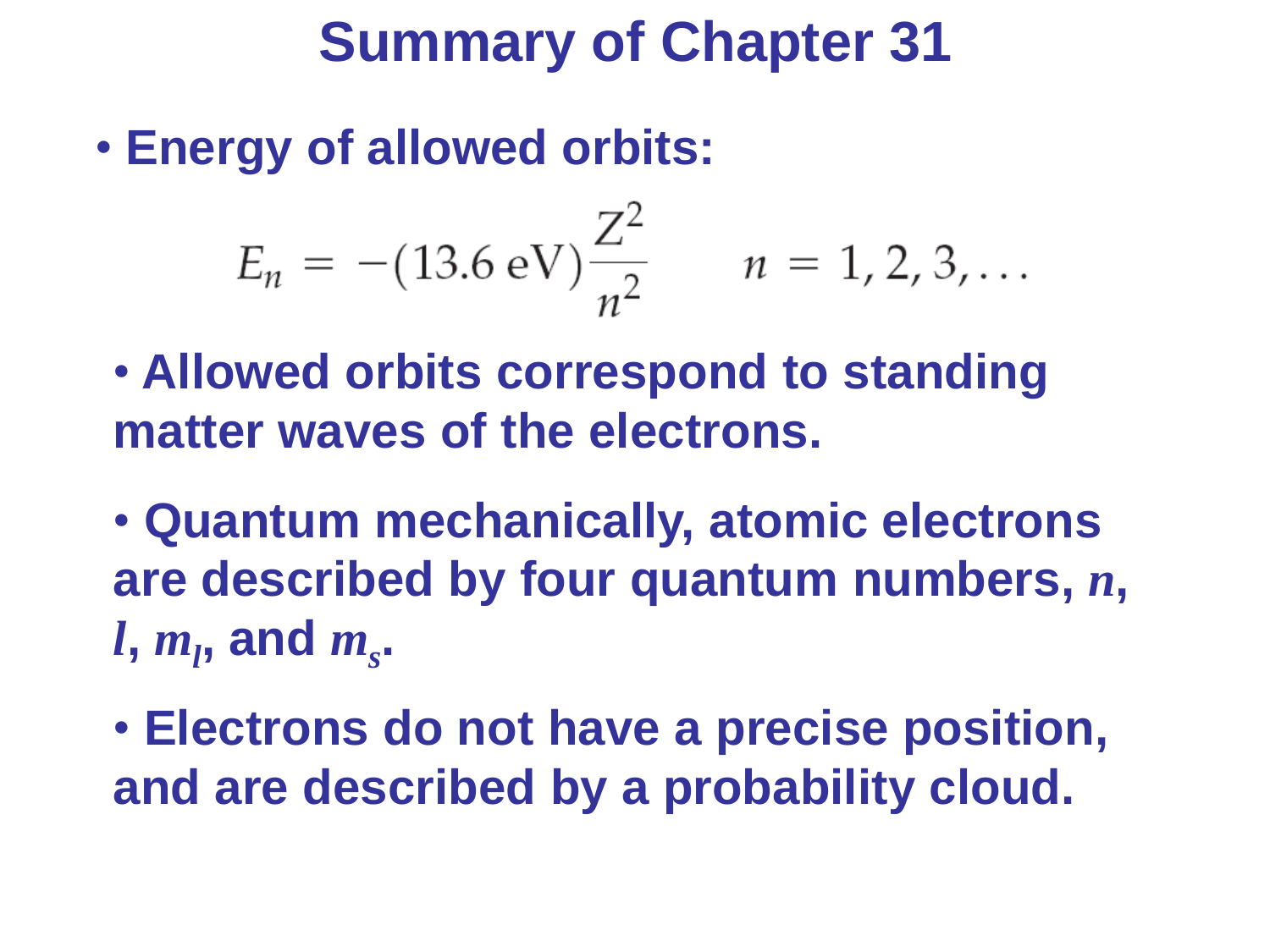# Summary of Chapter 31

- **Energy of allowed orbits:**

$$E_n = -(13.6\,\text{eV})\frac{Z^2}{n^2} \qquad n = 1, 2, 3, \ldots$$

- **Allowed orbits correspond to standing matter waves of the electrons.**

- **Quantum mechanically, atomic electrons are described by four quantum numbers, $n$, $l$, $m_l$, and $m_s$.**

- **Electrons do not have a precise position, and are described by a probability cloud.**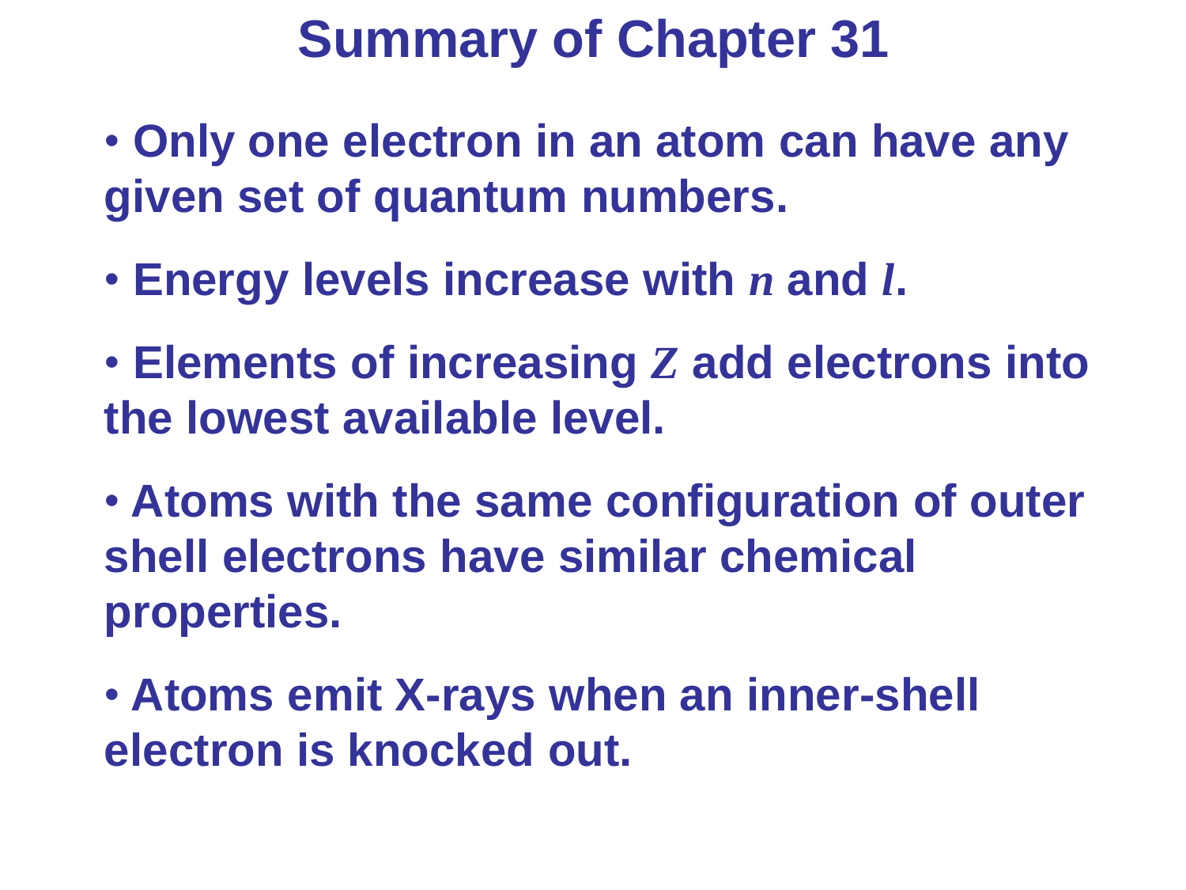# Summary of Chapter 31

- Only one electron in an atom can have any given set of quantum numbers.
- Energy levels increase with $n$ and $l$.
- Elements of increasing $Z$ add electrons into the lowest available level.
- Atoms with the same configuration of outer shell electrons have similar chemical properties.
- Atoms emit X-rays when an inner-shell electron is knocked out.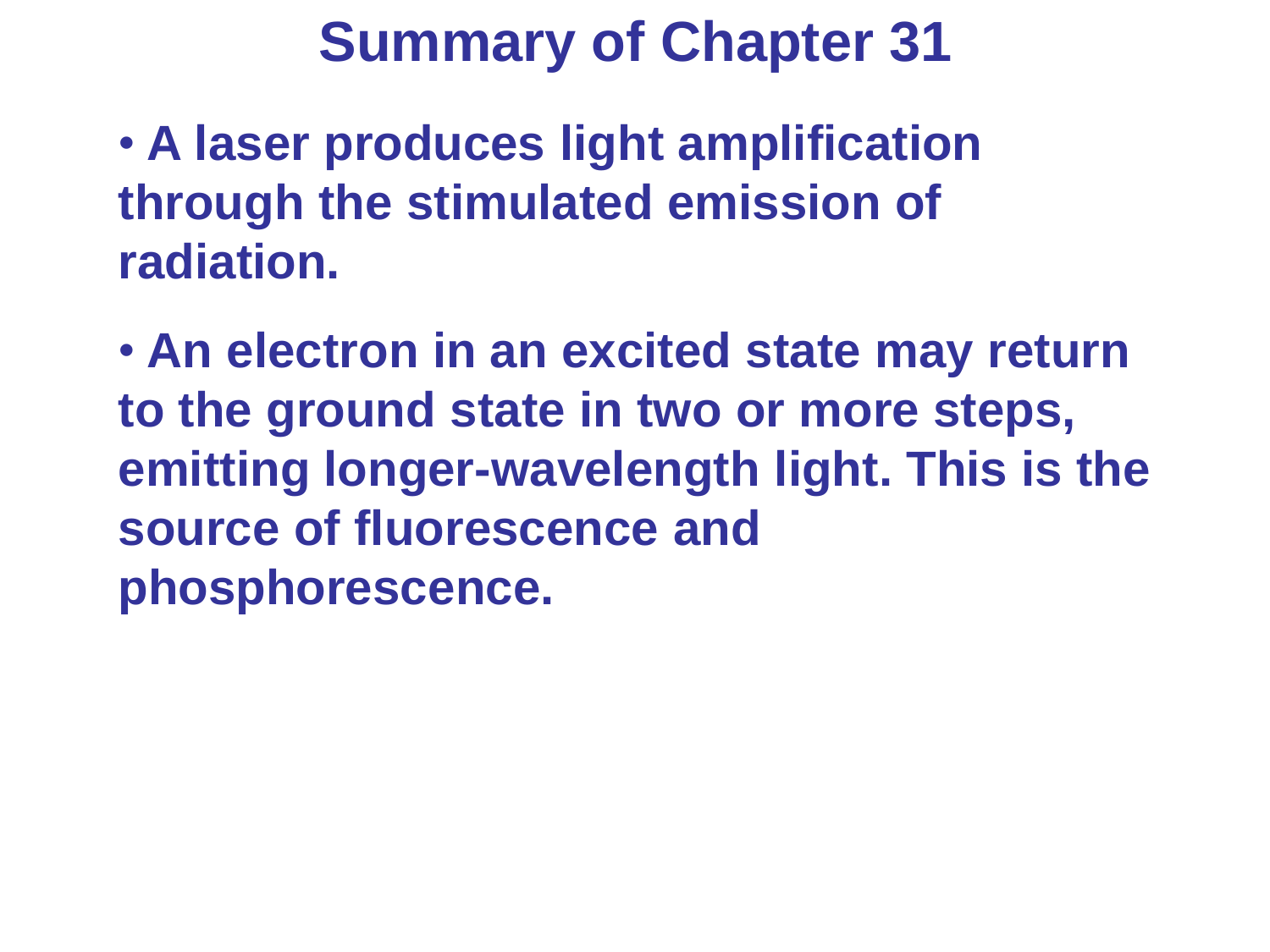# Summary of Chapter 31

- A laser produces light amplification through the stimulated emission of radiation.
- An electron in an excited state may return to the ground state in two or more steps, emitting longer-wavelength light. This is the source of fluorescence and phosphorescence.